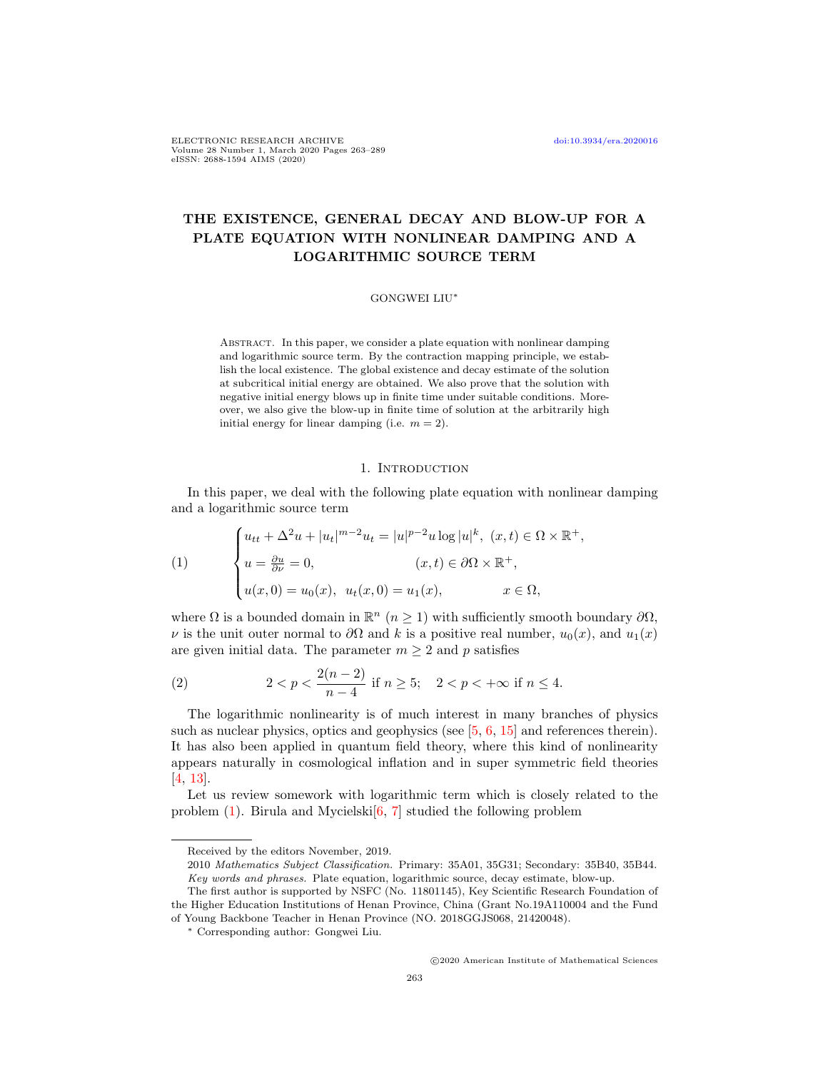# THE EXISTENCE, GENERAL DECAY AND BLOW-UP FOR A PLATE EQUATION WITH NONLINEAR DAMPING AND A LOGARITHMIC SOURCE TERM

GONGWEI LIU*

ABSTRACT. In this paper, we consider a plate equation with nonlinear damping and logarithmic source term. By the contraction mapping principle, we establish the local existence. The global existence and decay estimate of the solution at subcritical initial energy are obtained. We also prove that the solution with negative initial energy blows up in finite time under suitable conditions. Moreover, we also give the blow-up in finite time of solution at the arbitrarily high initial energy for linear damping (i.e. $m = 2$).

## 1. Introduction

In this paper, we deal with the following plate equation with nonlinear damping and a logarithmic source term

$$
\begin{cases}
u_{tt} + \Delta^2 u + |u_t|^{m-2}u_t = |u|^{p-2}u \log |u|^k, & (x,t) \in \Omega \times \mathbb{R}^+, \\
u = \frac{\partial u}{\partial \nu} = 0, & (x,t) \in \partial\Omega \times \mathbb{R}^+, \\
u(x,0) = u_0(x), \ \ u_t(x,0) = u_1(x), & x \in \Omega,
\end{cases}
\tag{1}
$$

where $\Omega$ is a bounded domain in $\mathbb{R}^n$ $(n \geq 1)$ with sufficiently smooth boundary $\partial\Omega$, $\nu$ is the unit outer normal to $\partial\Omega$ and $k$ is a positive real number, $u_0(x)$, and $u_1(x)$ are given initial data. The parameter $m \geq 2$ and $p$ satisfies

$$
2 < p < \frac{2(n-2)}{n-4} \text{ if } n \geq 5; \quad 2 < p < +\infty \text{ if } n \leq 4. \tag{2}
$$

The logarithmic nonlinearity is of much interest in many branches of physics such as nuclear physics, optics and geophysics (see [5, 6, 15] and references therein). It has also been applied in quantum field theory, where this kind of nonlinearity appears naturally in cosmological inflation and in super symmetric field theories [4, 13].

Let us review somework with logarithmic term which is closely related to the problem (1). Birula and Mycielski[6, 7] studied the following problem

---

Received by the editors November, 2019.

2010 *Mathematics Subject Classification.* Primary: 35A01, 35G31; Secondary: 35B40, 35B44.

*Key words and phrases.* Plate equation, logarithmic source, decay estimate, blow-up.

The first author is supported by NSFC (No. 11801145), Key Scientific Research Foundation of the Higher Education Institutions of Henan Province, China (Grant No.19A110004 and the Fund of Young Backbone Teacher in Henan Province (NO. 2018GGJS068, 21420048).

* Corresponding author: Gongwei Liu.

©2020 American Institute of Mathematical Sciences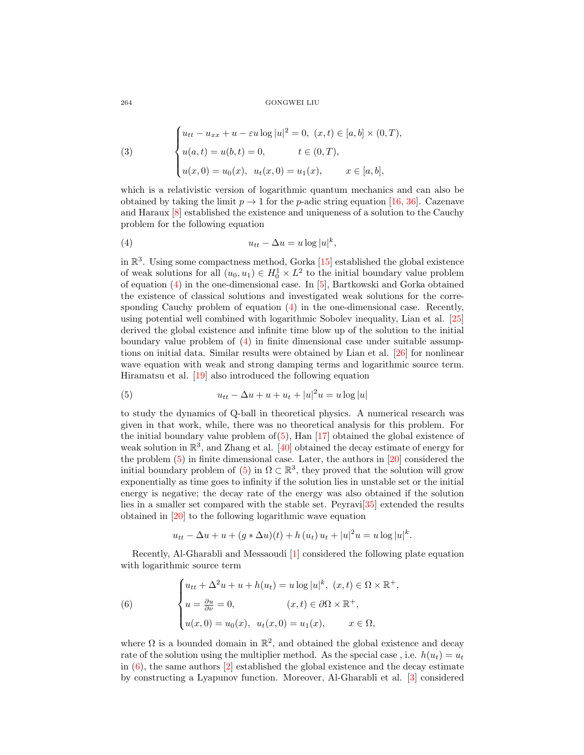$$
(3) \qquad \begin{cases} u_{tt} - u_{xx} + u - \varepsilon u \log |u|^2 = 0, \ (x,t) \in [a,b] \times (0,T), \\ u(a,t) = u(b,t) = 0, \qquad\qquad t \in (0,T), \\ u(x,0) = u_0(x), \ \ u_t(x,0) = u_1(x), \qquad\quad x \in [a,b], \end{cases}
$$

which is a relativistic version of logarithmic quantum mechanics and can also be obtained by taking the limit $p \to 1$ for the $p$-adic string equation [16, 36]. Cazenave and Haraux [8] established the existence and uniqueness of a solution to the Cauchy problem for the following equation

$$
(4) \qquad u_{tt} - \Delta u = u \log |u|^k,
$$

in $\mathbb{R}^3$. Using some compactness method, Gorka [15] established the global existence of weak solutions for all $(u_0, u_1) \in H_0^1 \times L^2$ to the initial boundary value problem of equation (4) in the one-dimensional case. In [5], Bartkowski and Gorka obtained the existence of classical solutions and investigated weak solutions for the corresponding Cauchy problem of equation (4) in the one-dimensional case. Recently, using potential well combined with logarithmic Sobolev inequality, Lian et al. [25] derived the global existence and infinite time blow up of the solution to the initial boundary value problem of (4) in finite dimensional case under suitable assumptions on initial data. Similar results were obtained by Lian et al. [26] for nonlinear wave equation with weak and strong damping terms and logarithmic source term. Hiramatsu et al. [19] also introduced the following equation

$$
(5) \qquad u_{tt} - \Delta u + u + u_t + |u|^2 u = u \log |u|
$$

to study the dynamics of Q-ball in theoretical physics. A numerical research was given in that work, while, there was no theoretical analysis for this problem. For the initial boundary value problem of(5), Han [17] obtained the global existence of weak solution in $\mathbb{R}^3$, and Zhang et al. [40] obtained the decay estimate of energy for the problem (5) in finite dimensional case. Later, the authors in [20] considered the initial boundary problem of (5) in $\Omega \subset \mathbb{R}^3$, they proved that the solution will grow exponentially as time goes to infinity if the solution lies in unstable set or the initial energy is negative; the decay rate of the energy was also obtained if the solution lies in a smaller set compared with the stable set. Peyravi[35] extended the results obtained in [20] to the following logarithmic wave equation

$$
u_{tt} - \Delta u + u + (g * \Delta u)(t) + h\left(u_t\right) u_t + |u|^2 u = u \log |u|^k.
$$

Recently, Al-Gharabli and Messaoudi [1] considered the following plate equation with logarithmic source term

$$
(6) \qquad \begin{cases} u_{tt} + \Delta^2 u + u + h(u_t) = u \log |u|^k, \ (x,t) \in \Omega \times \mathbb{R}^+, \\ u = \frac{\partial u}{\partial \nu} = 0, \qquad\qquad\qquad (x,t) \in \partial\Omega \times \mathbb{R}^+, \\ u(x,0) = u_0(x), \ \ u_t(x,0) = u_1(x), \qquad\quad x \in \Omega, \end{cases}
$$

where $\Omega$ is a bounded domain in $\mathbb{R}^2$, and obtained the global existence and decay rate of the solution using the multiplier method. As the special case , i.e. $h(u_t) = u_t$ in (6), the same authors [2] established the global existence and the decay estimate by constructing a Lyapunov function. Moreover, Al-Gharabli et al. [3] considered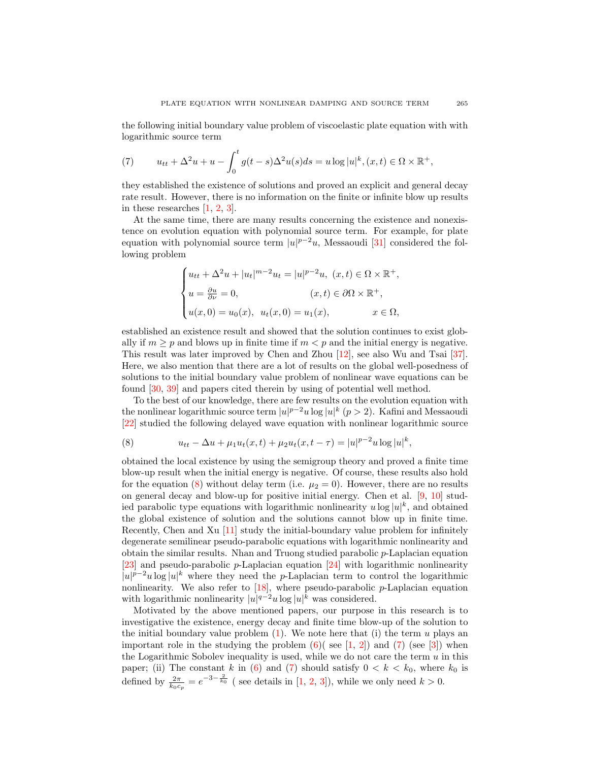the following initial boundary value problem of viscoelastic plate equation with with logarithmic source term

$$u_{tt} + \Delta^2 u + u - \int_0^t g(t-s)\Delta^2 u(s)ds = u \log |u|^k, (x,t) \in \Omega \times \mathbb{R}^+, \tag{7}$$

they established the existence of solutions and proved an explicit and general decay rate result. However, there is no information on the finite or infinite blow up results in these researches [1, 2, 3].

At the same time, there are many results concerning the existence and nonexistence on evolution equation with polynomial source term. For example, for plate equation with polynomial source term $|u|^{p-2}u$, Messaoudi [31] considered the following problem

$$\begin{cases} u_{tt} + \Delta^2 u + |u_t|^{m-2}u_t = |u|^{p-2}u, & (x,t) \in \Omega \times \mathbb{R}^+, \\ u = \frac{\partial u}{\partial \nu} = 0, & (x,t) \in \partial\Omega \times \mathbb{R}^+, \\ u(x,0) = u_0(x), \ \ u_t(x,0) = u_1(x), & x \in \Omega, \end{cases}$$

established an existence result and showed that the solution continues to exist globally if $m \geq p$ and blows up in finite time if $m < p$ and the initial energy is negative. This result was later improved by Chen and Zhou [12], see also Wu and Tsai [37]. Here, we also mention that there are a lot of results on the global well-posedness of solutions to the initial boundary value problem of nonlinear wave equations can be found [30, 39] and papers cited therein by using of potential well method.

To the best of our knowledge, there are few results on the evolution equation with the nonlinear logarithmic source term $|u|^{p-2}u \log |u|^k$ $(p > 2)$. Kafini and Messaoudi [22] studied the following delayed wave equation with nonlinear logarithmic source

$$u_{tt} - \Delta u + \mu_1 u_t(x,t) + \mu_2 u_t(x, t-\tau) = |u|^{p-2}u \log |u|^k, \tag{8}$$

obtained the local existence by using the semigroup theory and proved a finite time blow-up result when the initial energy is negative. Of course, these results also hold for the equation (8) without delay term (i.e. $\mu_2 = 0$). However, there are no results on general decay and blow-up for positive initial energy. Chen et al. [9, 10] studied parabolic type equations with logarithmic nonlinearity $u \log |u|^k$, and obtained the global existence of solution and the solutions cannot blow up in finite time. Recently, Chen and Xu [11] study the initial-boundary value problem for infinitely degenerate semilinear pseudo-parabolic equations with logarithmic nonlinearity and obtain the similar results. Nhan and Truong studied parabolic $p$-Laplacian equation [23] and pseudo-parabolic $p$-Laplacian equation [24] with logarithmic nonlinearity $|u|^{p-2}u \log |u|^k$ where they need the $p$-Laplacian term to control the logarithmic nonlinearity. We also refer to [18], where pseudo-parabolic $p$-Laplacian equation with logarithmic nonlinearity $|u|^{q-2}u \log |u|^k$ was considered.

Motivated by the above mentioned papers, our purpose in this research is to investigative the existence, energy decay and finite time blow-up of the solution to the initial boundary value problem (1). We note here that (i) the term $u$ plays an important role in the studying the problem (6)( see [1, 2]) and (7) (see [3]) when the Logarithmic Sobolev inequality is used, while we do not care the term $u$ in this paper; (ii) The constant $k$ in (6) and (7) should satisfy $0 < k < k_0$, where $k_0$ is defined by $\frac{2\pi}{k_0 c_p} = e^{-3-\frac{2}{k_0}}$ ( see details in [1, 2, 3]), while we only need $k > 0$.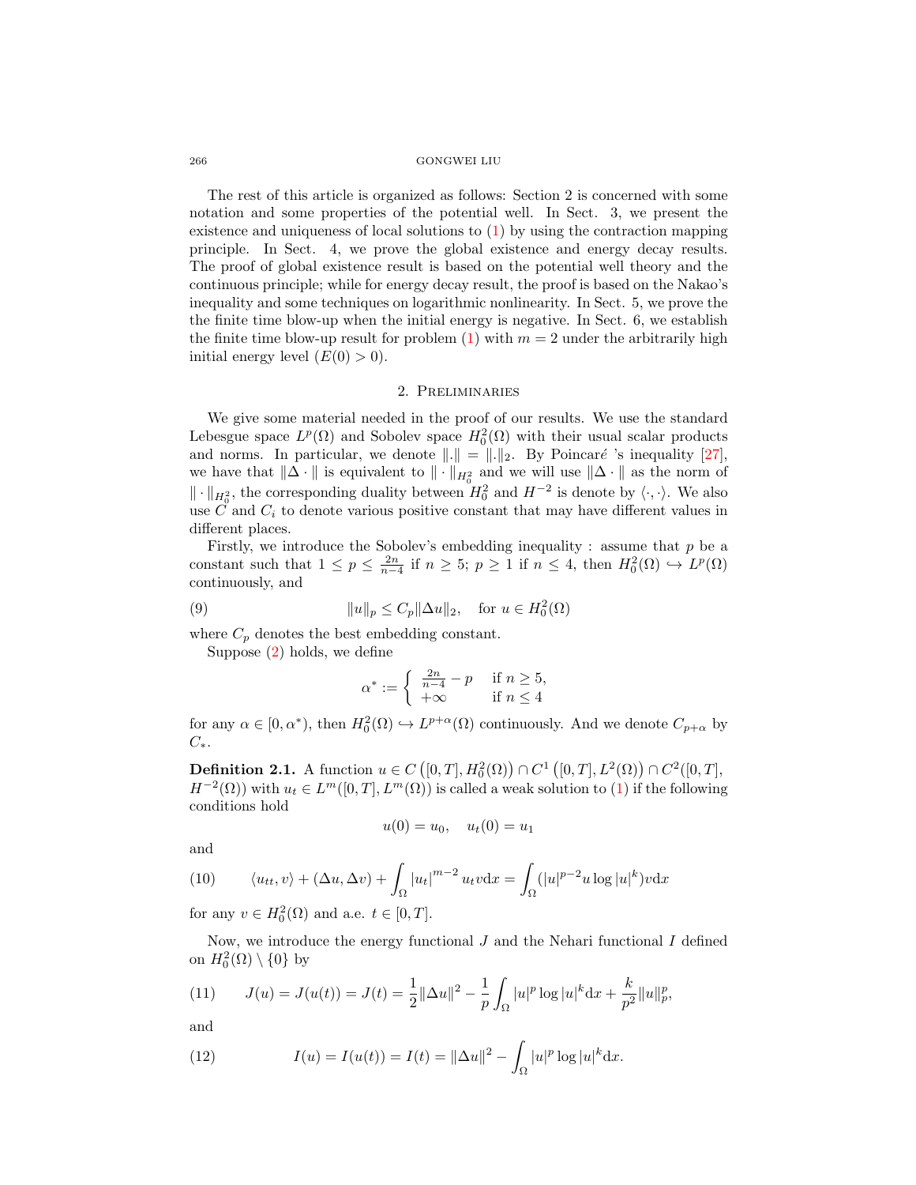The rest of this article is organized as follows: Section 2 is concerned with some notation and some properties of the potential well. In Sect. 3, we present the existence and uniqueness of local solutions to (1) by using the contraction mapping principle. In Sect. 4, we prove the global existence and energy decay results. The proof of global existence result is based on the potential well theory and the continuous principle; while for energy decay result, the proof is based on the Nakao's inequality and some techniques on logarithmic nonlinearity. In Sect. 5, we prove the the finite time blow-up when the initial energy is negative. In Sect. 6, we establish the finite time blow-up result for problem (1) with $m = 2$ under the arbitrarily high initial energy level ($E(0) > 0$).

## 2. Preliminaries

We give some material needed in the proof of our results. We use the standard Lebesgue space $L^p(\Omega)$ and Sobolev space $H_0^2(\Omega)$ with their usual scalar products and norms. In particular, we denote $\|.\| = \|.\|_2$. By Poincaré 's inequality [27], we have that $\|\Delta \cdot\|$ is equivalent to $\|\cdot\|_{H_0^2}$ and we will use $\|\Delta \cdot\|$ as the norm of $\|\cdot\|_{H_0^2}$, the corresponding duality between $H_0^2$ and $H^{-2}$ is denote by $\langle \cdot, \cdot \rangle$. We also use $C$ and $C_i$ to denote various positive constant that may have different values in different places.

Firstly, we introduce the Sobolev's embedding inequality : assume that $p$ be a constant such that $1 \leq p \leq \frac{2n}{n-4}$ if $n \geq 5$; $p \geq 1$ if $n \leq 4$, then $H_0^2(\Omega) \hookrightarrow L^p(\Omega)$ continuously, and

$$\|u\|_p \leq C_p \|\Delta u\|_2, \quad \text{for } u \in H_0^2(\Omega) \tag{9}$$

where $C_p$ denotes the best embedding constant.

Suppose (2) holds, we define

$$\alpha^* := \begin{cases} \frac{2n}{n-4} - p & \text{if } n \geq 5, \\ +\infty & \text{if } n \leq 4 \end{cases}$$

for any $\alpha \in [0, \alpha^*)$, then $H_0^2(\Omega) \hookrightarrow L^{p+\alpha}(\Omega)$ continuously. And we denote $C_{p+\alpha}$ by $C_*$.

**Definition 2.1.** A function $u \in C\left([0,T], H_0^2(\Omega)\right) \cap C^1\left([0,T], L^2(\Omega)\right) \cap C^2([0,T], H^{-2}(\Omega))$ with $u_t \in L^m([0,T], L^m(\Omega))$ is called a weak solution to (1) if the following conditions hold

$$u(0) = u_0, \quad u_t(0) = u_1$$

and

$$\langle u_{tt}, v \rangle + (\Delta u, \Delta v) + \int_\Omega |u_t|^{m-2} u_t v \mathrm{d}x = \int_\Omega (|u|^{p-2} u \log |u|^k) v \mathrm{d}x \tag{10}$$

for any $v \in H_0^2(\Omega)$ and a.e. $t \in [0,T]$.

Now, we introduce the energy functional $J$ and the Nehari functional $I$ defined on $H_0^2(\Omega) \setminus \{0\}$ by

$$J(u) = J(u(t)) = J(t) = \frac{1}{2}\|\Delta u\|^2 - \frac{1}{p}\int_\Omega |u|^p \log |u|^k \mathrm{d}x + \frac{k}{p^2}\|u\|_p^p, \tag{11}$$

and

$$I(u) = I(u(t)) = I(t) = \|\Delta u\|^2 - \int_\Omega |u|^p \log |u|^k \mathrm{d}x. \tag{12}$$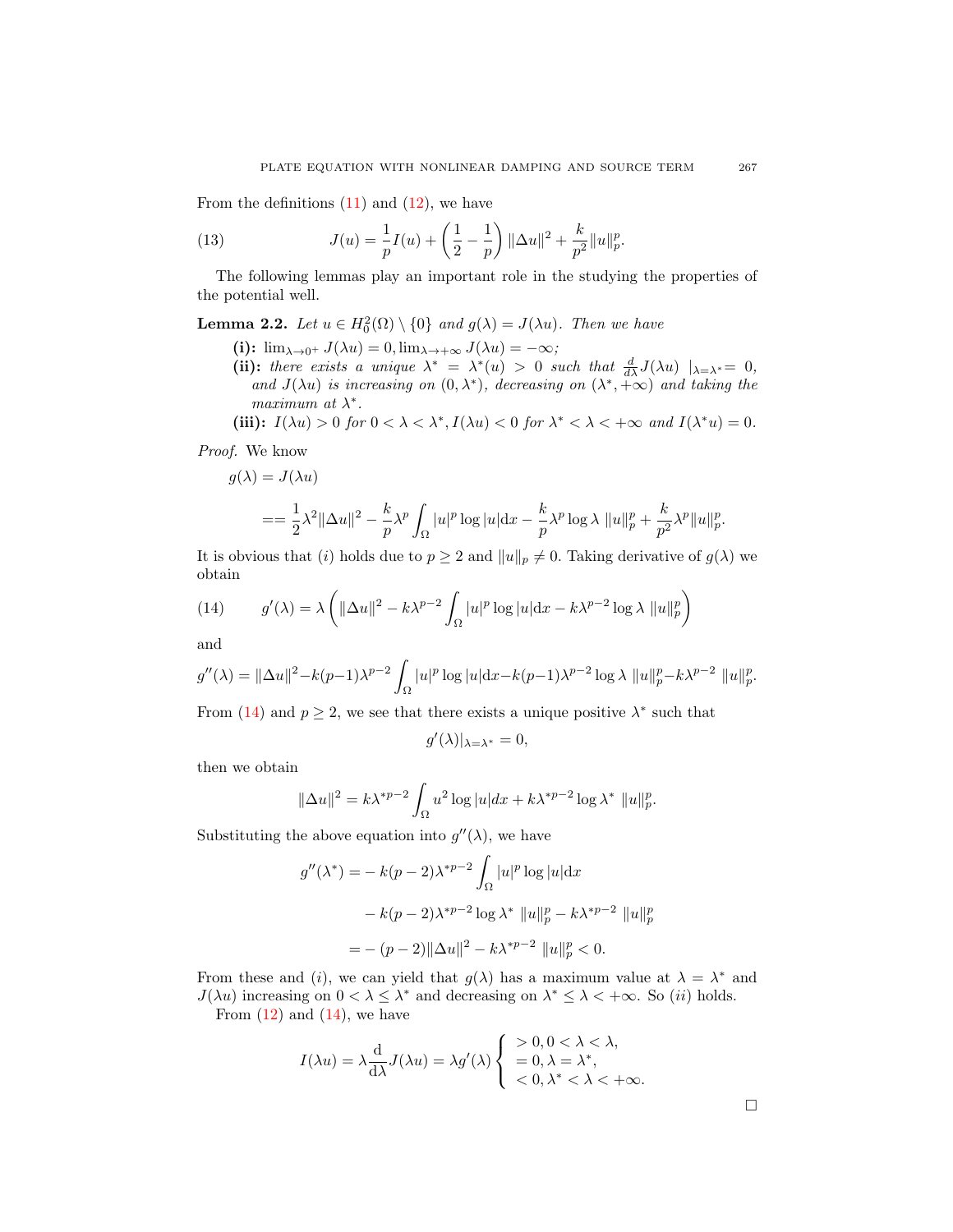From the definitions (11) and (12), we have

$$J(u) = \frac{1}{p} I(u) + \left(\frac{1}{2} - \frac{1}{p}\right) \|\Delta u\|^2 + \frac{k}{p^2}\|u\|_p^p. \tag{13}$$

The following lemmas play an important role in the studying the properties of the potential well.

**Lemma 2.2.** *Let $u \in H_0^2(\Omega) \setminus \{0\}$ and $g(\lambda) = J(\lambda u)$. Then we have*

- **(i):** $\lim_{\lambda \to 0^+} J(\lambda u) = 0, \lim_{\lambda \to +\infty} J(\lambda u) = -\infty$*;*
- **(ii):** *there exists a unique $\lambda^* = \lambda^*(u) > 0$ such that $\frac{d}{d\lambda} J(\lambda u) \mid_{\lambda = \lambda^*} = 0$, and $J(\lambda u)$ is increasing on $(0, \lambda^*)$, decreasing on $(\lambda^*, +\infty)$ and taking the maximum at $\lambda^*$.*
- **(iii):** $I(\lambda u) > 0$ *for* $0 < \lambda < \lambda^*, I(\lambda u) < 0$ *for* $\lambda^* < \lambda < +\infty$ *and* $I(\lambda^* u) = 0$.

*Proof.* We know

$$
\begin{aligned}
g(\lambda) &= J(\lambda u) \\
&== \frac{1}{2}\lambda^2 \|\Delta u\|^2 - \frac{k}{p}\lambda^p \int_\Omega |u|^p \log|u| \mathrm{d}x - \frac{k}{p}\lambda^p \log\lambda \ \|u\|_p^p + \frac{k}{p^2}\lambda^p \|u\|_p^p.
\end{aligned}
$$

It is obvious that $(i)$ holds due to $p \geq 2$ and $\|u\|_p \neq 0$. Taking derivative of $g(\lambda)$ we obtain

$$g'(\lambda) = \lambda \left( \|\Delta u\|^2 - k\lambda^{p-2} \int_\Omega |u|^p \log|u| \mathrm{d}x - k\lambda^{p-2} \log\lambda \ \|u\|_p^p \right) \tag{14}$$

and

$$g''(\lambda) = \|\Delta u\|^2 - k(p-1)\lambda^{p-2} \int_\Omega |u|^p \log|u| \mathrm{d}x - k(p-1)\lambda^{p-2} \log\lambda \ \|u\|_p^p - k\lambda^{p-2} \ \|u\|_p^p.$$

From (14) and $p \geq 2$, we see that there exists a unique positive $\lambda^*$ such that

$$g'(\lambda)|_{\lambda = \lambda^*} = 0,$$

then we obtain

$$\|\Delta u\|^2 = k\lambda^{*p-2} \int_\Omega u^2 \log|u| dx + k\lambda^{*p-2} \log\lambda^* \ \|u\|_p^p.$$

Substituting the above equation into $g''(\lambda)$, we have

$$
\begin{aligned}
g''(\lambda^*) =& -k(p-2)\lambda^{*p-2} \int_\Omega |u|^p \log|u| \mathrm{d}x \\
& - k(p-2)\lambda^{*p-2} \log\lambda^* \ \|u\|_p^p - k\lambda^{*p-2} \ \|u\|_p^p \\
=& -(p-2)\|\Delta u\|^2 - k\lambda^{*p-2} \ \|u\|_p^p < 0.
\end{aligned}
$$

From these and $(i)$, we can yield that $g(\lambda)$ has a maximum value at $\lambda = \lambda^*$ and $J(\lambda u)$ increasing on $0 < \lambda \leq \lambda^*$ and decreasing on $\lambda^* \leq \lambda < +\infty$. So $(ii)$ holds.

From (12) and (14), we have

$$I(\lambda u) = \lambda \frac{\mathrm{d}}{\mathrm{d}\lambda} J(\lambda u) = \lambda g'(\lambda) \left\{ \begin{array}{l} > 0, 0 < \lambda < \lambda, \\ = 0, \lambda = \lambda^*, \\ < 0, \lambda^* < \lambda < +\infty. \end{array} \right.$$

∎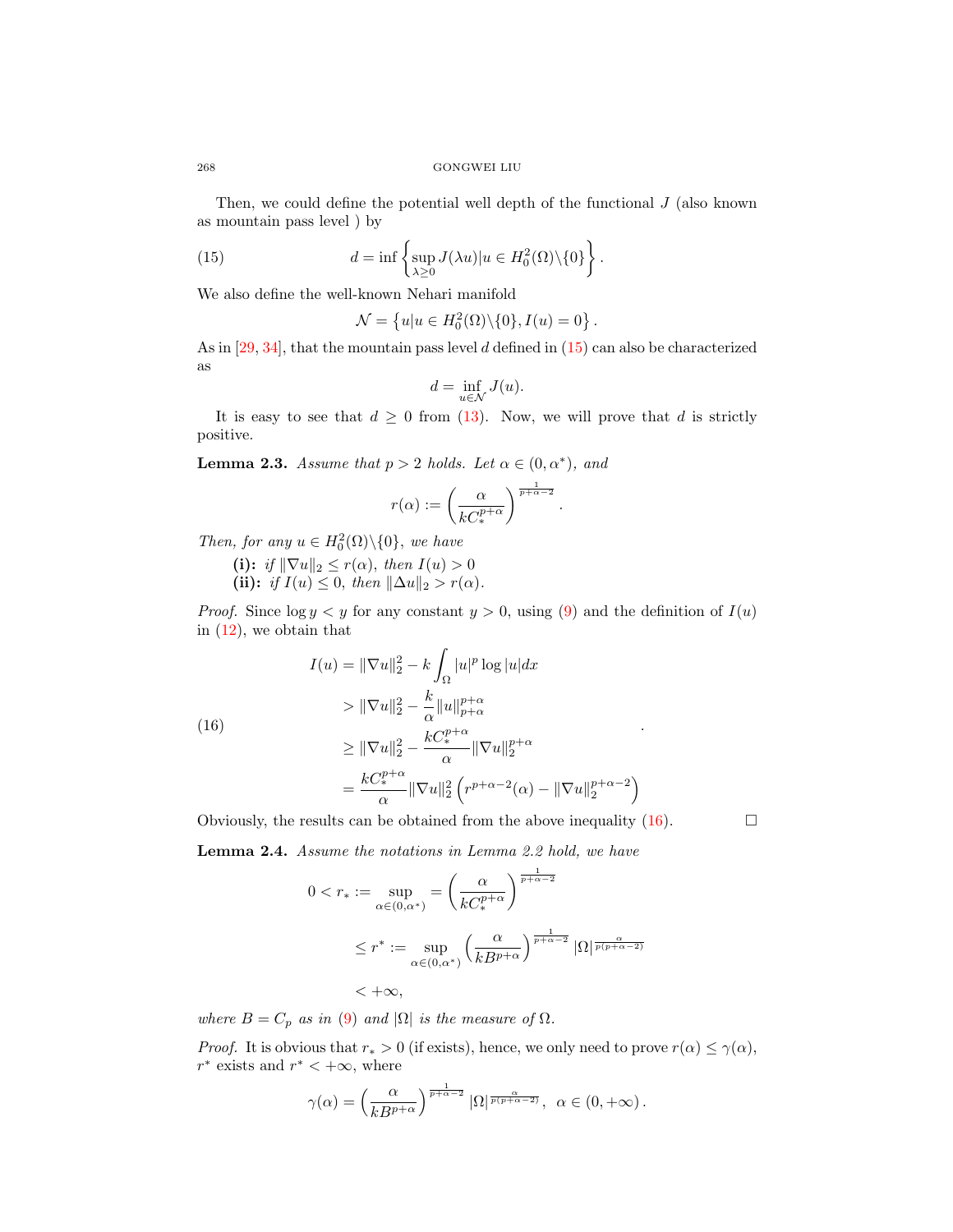Then, we could define the potential well depth of the functional $J$ (also known as mountain pass level ) by

$$d = \inf \left\{ \sup_{\lambda \geq 0} J(\lambda u) | u \in H_0^2(\Omega) \backslash \{0\} \right\}. \tag{15}$$

We also define the well-known Nehari manifold

$$\mathcal{N} = \left\{ u | u \in H_0^2(\Omega) \backslash \{0\}, I(u) = 0 \right\}.$$

As in [29, 34], that the mountain pass level $d$ defined in (15) can also be characterized as

$$d = \inf_{u \in \mathcal{N}} J(u).$$

It is easy to see that $d \geq 0$ from (13). Now, we will prove that $d$ is strictly positive.

**Lemma 2.3.** *Assume that $p > 2$ holds. Let $\alpha \in (0, \alpha^*)$, and*

$$r(\alpha) := \left( \frac{\alpha}{k C_*^{p+\alpha}} \right)^{\frac{1}{p+\alpha-2}}.$$

*Then, for any $u \in H_0^2(\Omega) \backslash \{0\}$, we have*

- **(i):** *if $\|\nabla u\|_2 \leq r(\alpha)$, then $I(u) > 0$*
- **(ii):** *if $I(u) \leq 0$, then $\|\Delta u\|_2 > r(\alpha)$.*

*Proof.* Since $\log y < y$ for any constant $y > 0$, using (9) and the definition of $I(u)$ in (12), we obtain that

$$\begin{aligned}
I(u) &= \|\nabla u\|_2^2 - k \int_\Omega |u|^p \log |u| dx \\
&> \|\nabla u\|_2^2 - \frac{k}{\alpha} \|u\|_{p+\alpha}^{p+\alpha} \\
&\geq \|\nabla u\|_2^2 - \frac{k C_*^{p+\alpha}}{\alpha} \|\nabla u\|_2^{p+\alpha} \\
&= \frac{k C_*^{p+\alpha}}{\alpha} \|\nabla u\|_2^2 \left( r^{p+\alpha-2}(\alpha) - \|\nabla u\|_2^{p+\alpha-2} \right)
\end{aligned} \tag{16}$$

Obviously, the results can be obtained from the above inequality (16). $\square$

**Lemma 2.4.** *Assume the notations in Lemma 2.2 hold, we have*

$$\begin{aligned}
0 < r_* := \sup_{\alpha \in (0, \alpha^*)} &= \left( \frac{\alpha}{k C_*^{p+\alpha}} \right)^{\frac{1}{p+\alpha-2}} \\
&\leq r^* := \sup_{\alpha \in (0, \alpha^*)} \left( \frac{\alpha}{k B^{p+\alpha}} \right)^{\frac{1}{p+\alpha-2}} |\Omega|^{\frac{\alpha}{p(p+\alpha-2)}} \\
&< +\infty,
\end{aligned}$$

*where $B = C_p$ as in (9) and $|\Omega|$ is the measure of $\Omega$.*

*Proof.* It is obvious that $r_* > 0$ (if exists), hence, we only need to prove $r(\alpha) \leq \gamma(\alpha)$, $r^*$ exists and $r^* < +\infty$, where

$$\gamma(\alpha) = \left( \frac{\alpha}{k B^{p+\alpha}} \right)^{\frac{1}{p+\alpha-2}} |\Omega|^{\frac{\alpha}{p(p+\alpha-2)}}, \ \ \alpha \in (0, +\infty).$$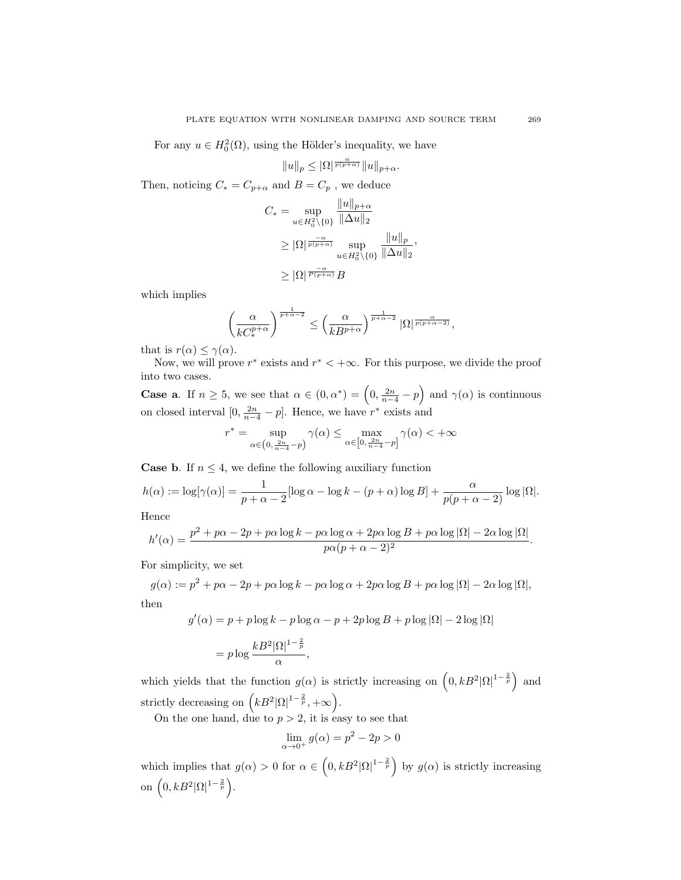For any $u \in H_0^2(\Omega)$, using the Hölder's inequality, we have

$$\|u\|_p \leq |\Omega|^{\frac{\alpha}{p(p+\alpha)}} \|u\|_{p+\alpha}.$$

Then, noticing $C_* = C_{p+\alpha}$ and $B = C_p$ , we deduce

$$\begin{aligned}
C_* &= \sup_{u \in H_0^2 \setminus \{0\}} \frac{\|u\|_{p+\alpha}}{\|\Delta u\|_2} \\
&\geq |\Omega|^{\frac{-\alpha}{p(p+\alpha)}} \sup_{u \in H_0^2 \setminus \{0\}} \frac{\|u\|_p}{\|\Delta u\|_2}, \\
&\geq |\Omega|^{\frac{-\alpha}{p(p+\alpha)}} B
\end{aligned}$$

which implies

$$\left(\frac{\alpha}{kC_*^{p+\alpha}}\right)^{\frac{1}{p+\alpha-2}} \leq \left(\frac{\alpha}{kB^{p+\alpha}}\right)^{\frac{1}{p+\alpha-2}} |\Omega|^{\frac{\alpha}{p(p+\alpha-2)}},$$

that is $r(\alpha) \leq \gamma(\alpha)$.

Now, we will prove $r^*$ exists and $r^* < +\infty$. For this purpose, we divide the proof into two cases.

**Case a**. If $n \geq 5$, we see that $\alpha \in (0, \alpha^*) = \left(0, \frac{2n}{n-4} - p\right)$ and $\gamma(\alpha)$ is continuous on closed interval $[0, \frac{2n}{n-4} - p]$. Hence, we have $r^*$ exists and

$$r^* = \sup_{\alpha \in \left(0, \frac{2n}{n-4} - p\right)} \gamma(\alpha) \leq \max_{\alpha \in \left[0, \frac{2n}{n-4} - p\right]} \gamma(\alpha) < +\infty$$

**Case b**. If $n \leq 4$, we define the following auxiliary function

$$h(\alpha) := \log[\gamma(\alpha)] = \frac{1}{p + \alpha - 2}[\log \alpha - \log k - (p + \alpha) \log B] + \frac{\alpha}{p(p + \alpha - 2)} \log |\Omega|.$$

Hence

$$h'(\alpha) = \frac{p^2 + p\alpha - 2p + p\alpha \log k - p\alpha \log \alpha + 2p\alpha \log B + p\alpha \log |\Omega| - 2\alpha \log |\Omega|}{p\alpha(p + \alpha - 2)^2}.$$

For simplicity, we set

$$g(\alpha) := p^2 + p\alpha - 2p + p\alpha \log k - p\alpha \log \alpha + 2p\alpha \log B + p\alpha \log |\Omega| - 2\alpha \log |\Omega|,$$

then

$$\begin{aligned}
g'(\alpha) &= p + p \log k - p \log \alpha - p + 2p \log B + p \log |\Omega| - 2 \log |\Omega| \\
&= p \log \frac{kB^2|\Omega|^{1-\frac{2}{p}}}{\alpha},
\end{aligned}$$

which yields that the function $g(\alpha)$ is strictly increasing on $\left(0, kB^2|\Omega|^{1-\frac{2}{p}}\right)$ and strictly decreasing on $\left(kB^2|\Omega|^{1-\frac{2}{p}}, +\infty\right)$.

On the one hand, due to $p > 2$, it is easy to see that

$$\lim_{\alpha \to 0^+} g(\alpha) = p^2 - 2p > 0$$

which implies that $g(\alpha) > 0$ for $\alpha \in \left(0, kB^2|\Omega|^{1-\frac{2}{p}}\right)$ by $g(\alpha)$ is strictly increasing on $\left(0, kB^2|\Omega|^{1-\frac{2}{p}}\right)$.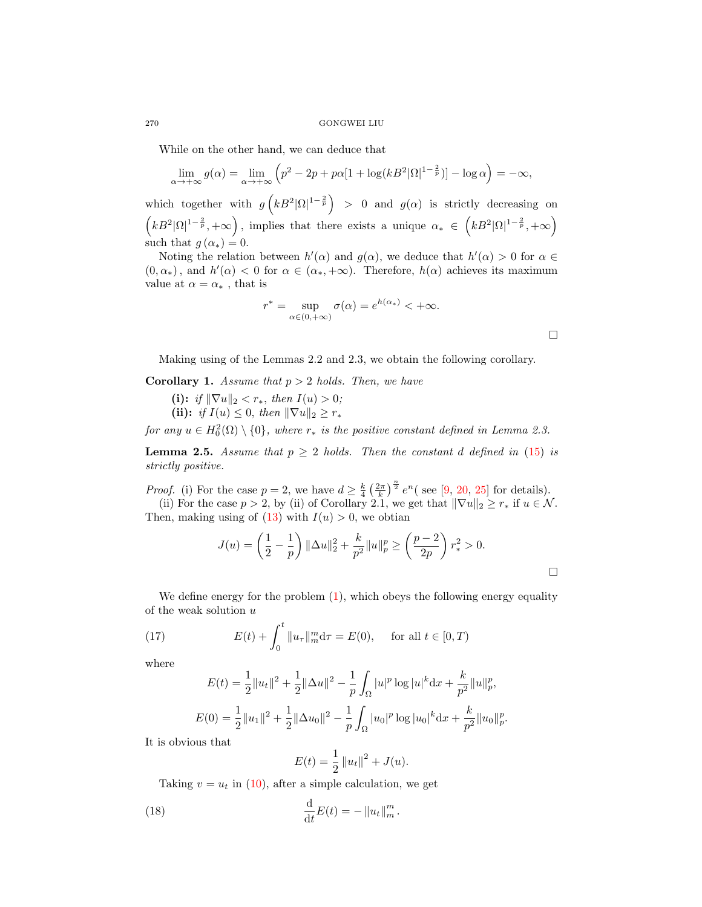While on the other hand, we can deduce that

$$\lim_{\alpha\to+\infty} g(\alpha) = \lim_{\alpha\to+\infty}\left(p^2 - 2p + p\alpha[1+\log(kB^2|\Omega|^{1-\frac{2}{p}})] - \log\alpha\right) = -\infty,$$

which together with $g\left(kB^2|\Omega|^{1-\frac{2}{p}}\right) > 0$ and $g(\alpha)$ is strictly decreasing on $\left(kB^2|\Omega|^{1-\frac{2}{p}}, +\infty\right)$, implies that there exists a unique $\alpha_* \in \left(kB^2|\Omega|^{1-\frac{2}{p}}, +\infty\right)$ such that $g(\alpha_*) = 0$.

Noting the relation between $h'(\alpha)$ and $g(\alpha)$, we deduce that $h'(\alpha) > 0$ for $\alpha \in (0, \alpha_*)$, and $h'(\alpha) < 0$ for $\alpha \in (\alpha_*, +\infty)$. Therefore, $h(\alpha)$ achieves its maximum value at $\alpha = \alpha_*$ , that is

$$r^* = \sup_{\alpha\in(0,+\infty)} \sigma(\alpha) = e^{h(\alpha_*)} < +\infty.$$

□

Making using of the Lemmas 2.2 and 2.3, we obtain the following corollary.

**Corollary 1.** *Assume that $p > 2$ holds. Then, we have*

- **(i):** *if $\|\nabla u\|_2 < r_*$, then $I(u) > 0$;*
- **(ii):** *if $I(u) \leq 0$, then $\|\nabla u\|_2 \geq r_*$*

*for any $u \in H_0^2(\Omega)\setminus\{0\}$, where $r_*$ is the positive constant defined in Lemma 2.3.*

**Lemma 2.5.** *Assume that $p \geq 2$ holds. Then the constant $d$ defined in (15) is strictly positive.*

*Proof.* (i) For the case $p = 2$, we have $d \geq \frac{k}{4}\left(\frac{2\pi}{k}\right)^{\frac{n}{2}} e^n$( see [9, 20, 25] for details).

(ii) For the case $p > 2$, by (ii) of Corollary 2.1, we get that $\|\nabla u\|_2 \geq r_*$ if $u \in \mathcal{N}$. Then, making using of (13) with $I(u) > 0$, we obtian

$$J(u) = \left(\frac{1}{2} - \frac{1}{p}\right)\|\Delta u\|_2^2 + \frac{k}{p^2}\|u\|_p^p \geq \left(\frac{p-2}{2p}\right) r_*^2 > 0.$$

□

We define energy for the problem (1), which obeys the following energy equality of the weak solution $u$

$$E(t) + \int_0^t \|u_\tau\|_m^m \mathrm{d}\tau = E(0), \quad \text{for all } t \in [0, T) \tag{17}$$

where

$$E(t) = \frac{1}{2}\|u_t\|^2 + \frac{1}{2}\|\Delta u\|^2 - \frac{1}{p}\int_\Omega |u|^p \log|u|^k \mathrm{d}x + \frac{k}{p^2}\|u\|_p^p,$$

$$E(0) = \frac{1}{2}\|u_1\|^2 + \frac{1}{2}\|\Delta u_0\|^2 - \frac{1}{p}\int_\Omega |u_0|^p \log|u_0|^k \mathrm{d}x + \frac{k}{p^2}\|u_0\|_p^p.$$

It is obvious that

$$E(t) = \frac{1}{2}\|u_t\|^2 + J(u).$$

Taking $v = u_t$ in (10), after a simple calculation, we get

$$\frac{\mathrm{d}}{\mathrm{d}t}E(t) = -\|u_t\|_m^m. \tag{18}$$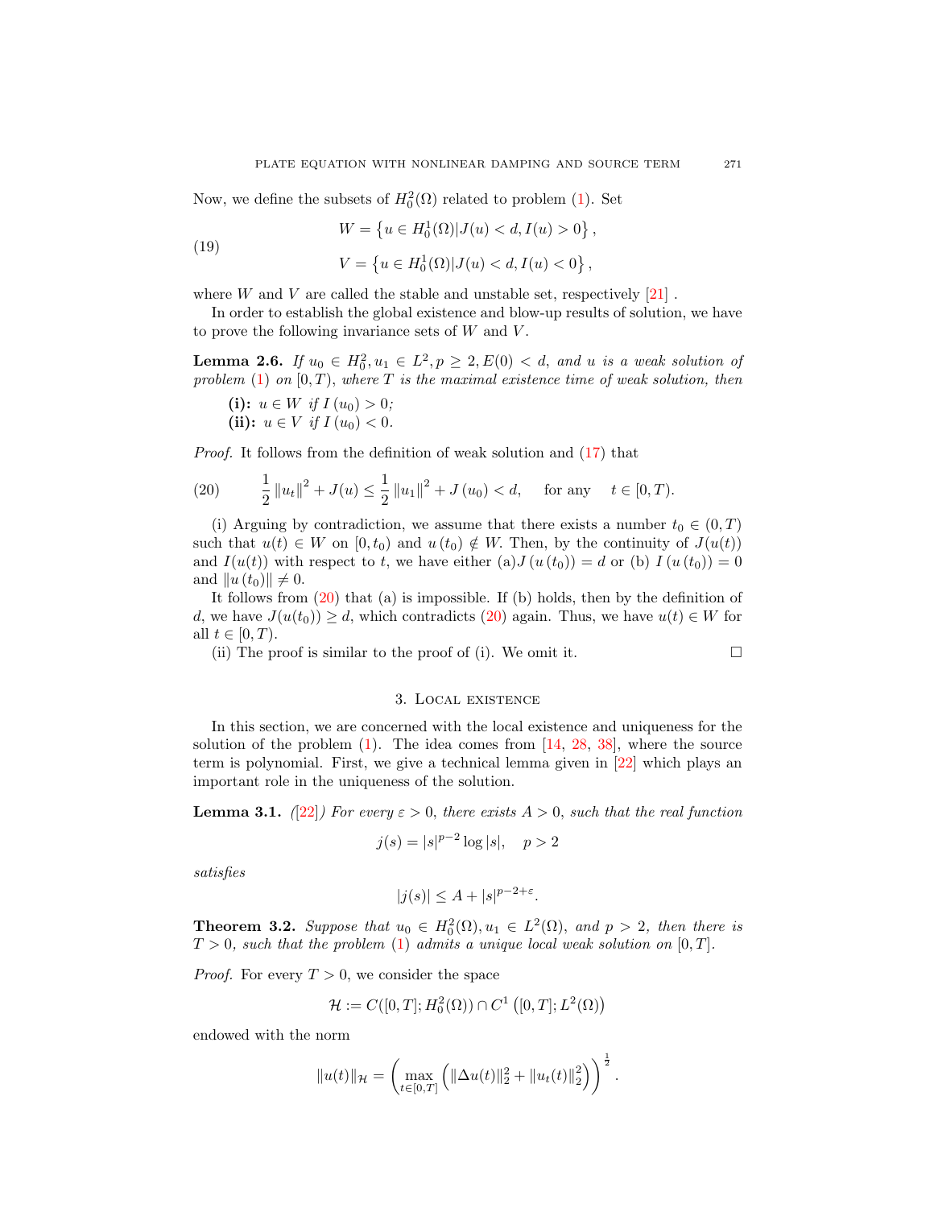Now, we define the subsets of $H_0^2(\Omega)$ related to problem (1). Set

$$
\begin{aligned}
W &= \left\{u \in H_0^1(\Omega) | J(u) < d, I(u) > 0\right\}, \\
V &= \left\{u \in H_0^1(\Omega) | J(u) < d, I(u) < 0\right\},
\end{aligned}
\tag{19}
$$

where $W$ and $V$ are called the stable and unstable set, respectively [21] .

In order to establish the global existence and blow-up results of solution, we have to prove the following invariance sets of $W$ and $V$.

**Lemma 2.6.** *If $u_0 \in H_0^2, u_1 \in L^2, p \geq 2, E(0) < d$, and $u$ is a weak solution of problem (1) on $[0,T)$, where $T$ is the maximal existence time of weak solution, then*

- **(i):** *$u \in W$ if $I(u_0) > 0$;*
- **(ii):** *$u \in V$ if $I(u_0) < 0$.*

*Proof.* It follows from the definition of weak solution and (17) that

$$
\frac{1}{2}\|u_t\|^2 + J(u) \leq \frac{1}{2}\|u_1\|^2 + J(u_0) < d, \quad \text{ for any } \quad t \in [0,T). \tag{20}
$$

(i) Arguing by contradiction, we assume that there exists a number $t_0 \in (0,T)$ such that $u(t) \in W$ on $[0,t_0)$ and $u(t_0) \notin W$. Then, by the continuity of $J(u(t))$ and $I(u(t))$ with respect to $t$, we have either (a)$J(u(t_0)) = d$ or (b) $I(u(t_0)) = 0$ and $\|u(t_0)\| \neq 0$.

It follows from (20) that (a) is impossible. If (b) holds, then by the definition of $d$, we have $J(u(t_0)) \geq d$, which contradicts (20) again. Thus, we have $u(t) \in W$ for all $t \in [0,T)$.

(ii) The proof is similar to the proof of (i). We omit it. $\square$

## 3. Local existence

In this section, we are concerned with the local existence and uniqueness for the solution of the problem (1). The idea comes from [14, 28, 38], where the source term is polynomial. First, we give a technical lemma given in [22] which plays an important role in the uniqueness of the solution.

**Lemma 3.1.** *([22]) For every $\varepsilon > 0$, there exists $A > 0$, such that the real function*

$$
j(s) = |s|^{p-2}\log|s|, \quad p > 2
$$

*satisfies*

$$
|j(s)| \leq A + |s|^{p-2+\varepsilon}.
$$

**Theorem 3.2.** *Suppose that $u_0 \in H_0^2(\Omega), u_1 \in L^2(\Omega)$, and $p > 2$, then there is $T > 0$, such that the problem (1) admits a unique local weak solution on $[0,T]$.*

*Proof.* For every $T > 0$, we consider the space

$$
\mathcal{H} := C([0,T]; H_0^2(\Omega)) \cap C^1\left([0,T]; L^2(\Omega)\right)
$$

endowed with the norm

$$
\|u(t)\|_{\mathcal{H}} = \left(\max_{t\in[0,T]}\left(\|\Delta u(t)\|_2^2 + \|u_t(t)\|_2^2\right)\right)^{\frac{1}{2}}.
$$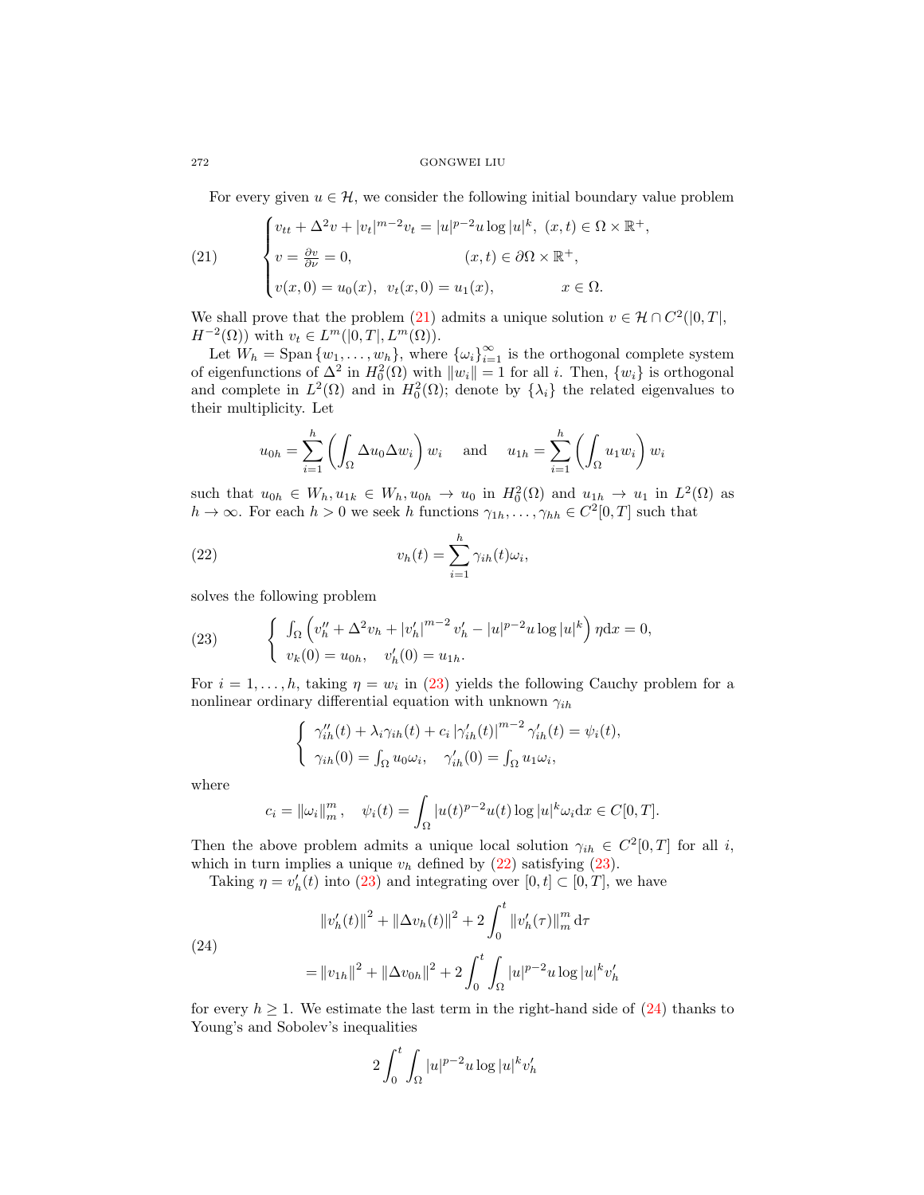For every given $u \in \mathcal{H}$, we consider the following initial boundary value problem

$$
(21) \qquad \begin{cases} v_{tt} + \Delta^2 v + |v_t|^{m-2} v_t = |u|^{p-2} u \log |u|^k, & (x,t) \in \Omega \times \mathbb{R}^+, \\ v = \frac{\partial v}{\partial \nu} = 0, & (x,t) \in \partial\Omega \times \mathbb{R}^+, \\ v(x,0) = u_0(x), \ \ v_t(x,0) = u_1(x), & x \in \Omega. \end{cases}
$$

We shall prove that the problem (21) admits a unique solution $v \in \mathcal{H} \cap C^2(|0,T|, H^{-2}(\Omega))$ with $v_t \in L^m(|0,T|, L^m(\Omega))$.

Let $W_h = \operatorname{Span}\{w_1, \ldots, w_h\}$, where $\{\omega_i\}_{i=1}^{\infty}$ is the orthogonal complete system of eigenfunctions of $\Delta^2$ in $H_0^2(\Omega)$ with $\|w_i\| = 1$ for all $i$. Then, $\{w_i\}$ is orthogonal and complete in $L^2(\Omega)$ and in $H_0^2(\Omega)$; denote by $\{\lambda_i\}$ the related eigenvalues to their multiplicity. Let

$$
u_{0h} = \sum_{i=1}^{h} \left( \int_\Omega \Delta u_0 \Delta w_i \right) w_i \quad \text{and} \quad u_{1h} = \sum_{i=1}^{h} \left( \int_\Omega u_1 w_i \right) w_i
$$

such that $u_{0h} \in W_h, u_{1k} \in W_h, u_{0h} \to u_0$ in $H_0^2(\Omega)$ and $u_{1h} \to u_1$ in $L^2(\Omega)$ as $h \to \infty$. For each $h > 0$ we seek $h$ functions $\gamma_{1h}, \ldots, \gamma_{hh} \in C^2[0,T]$ such that

$$
(22) \qquad v_h(t) = \sum_{i=1}^{h} \gamma_{ih}(t) \omega_i,
$$

solves the following problem

$$
(23) \qquad \begin{cases} \int_\Omega \left( v_h'' + \Delta^2 v_h + |v_h'|^{m-2} v_h' - |u|^{p-2} u \log |u|^k \right) \eta \mathrm{d}x = 0, \\ v_k(0) = u_{0h}, \quad v_h'(0) = u_{1h}. \end{cases}
$$

For $i = 1, \ldots, h$, taking $\eta = w_i$ in (23) yields the following Cauchy problem for a nonlinear ordinary differential equation with unknown $\gamma_{ih}$

$$
\begin{cases} \gamma_{ih}''(t) + \lambda_i \gamma_{ih}(t) + c_i |\gamma_{ih}'(t)|^{m-2} \gamma_{ih}'(t) = \psi_i(t), \\ \gamma_{ih}(0) = \int_\Omega u_0 \omega_i, \quad \gamma_{ih}'(0) = \int_\Omega u_1 \omega_i, \end{cases}
$$

where

$$
c_i = \|\omega_i\|_m^m, \quad \psi_i(t) = \int_\Omega |u(t)^{p-2} u(t) \log |u|^k \omega_i \mathrm{d}x \in C[0,T].
$$

Then the above problem admits a unique local solution $\gamma_{ih} \in C^2[0,T]$ for all $i$, which in turn implies a unique $v_h$ defined by (22) satisfying (23).

Taking $\eta = v_h'(t)$ into (23) and integrating over $[0,t] \subset [0,T]$, we have

$$
(24) \qquad \begin{aligned} &\|v_h'(t)\|^2 + \|\Delta v_h(t)\|^2 + 2 \int_0^t \|v_h'(\tau)\|_m^m \mathrm{d}\tau \\ &= \|v_{1h}\|^2 + \|\Delta v_{0h}\|^2 + 2 \int_0^t \int_\Omega |u|^{p-2} u \log |u|^k v_h' \end{aligned}
$$

for every $h \geq 1$. We estimate the last term in the right-hand side of (24) thanks to Young's and Sobolev's inequalities

$$
2 \int_0^t \int_\Omega |u|^{p-2} u \log |u|^k v_h'
$$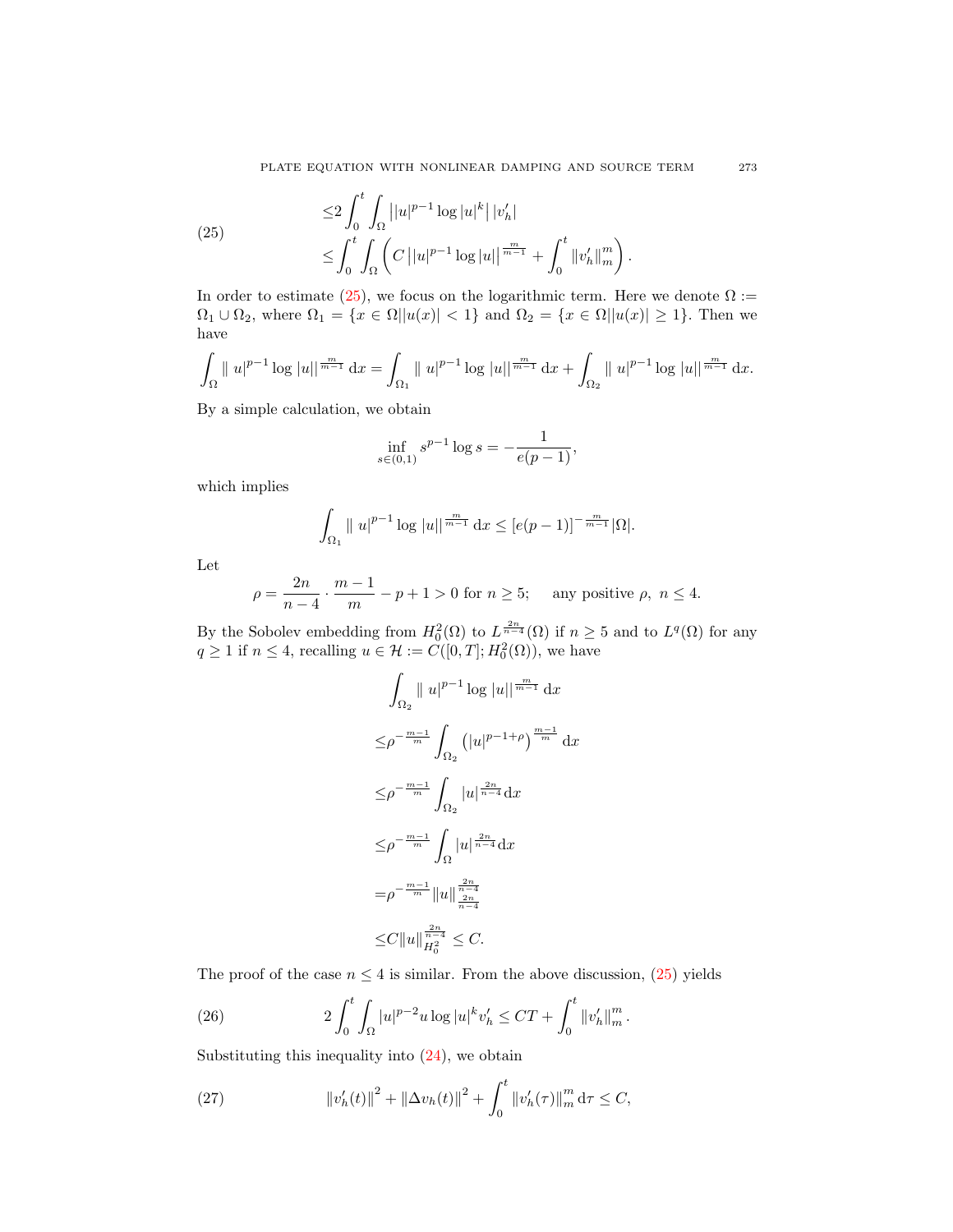$$
\begin{aligned}
&\leq 2\int_0^t \int_\Omega \left| |u|^{p-1} \log |u|^k \right| |v_h'| \\
(25) \qquad &\leq \int_0^t \int_\Omega \left( C \left| |u|^{p-1} \log |u| \right|^{\frac{m}{m-1}} + \int_0^t \|v_h'\|_m^m \right).
\end{aligned}
$$

In order to estimate (25), we focus on the logarithmic term. Here we denote $\Omega := \Omega_1 \cup \Omega_2$, where $\Omega_1 = \{x \in \Omega | |u(x)| < 1\}$ and $\Omega_2 = \{x \in \Omega | |u(x)| \geq 1\}$. Then we have

$$
\int_\Omega \| u|^{p-1} \log |u||^{\frac{m}{m-1}} \, \mathrm{d}x = \int_{\Omega_1} \| u|^{p-1} \log |u||^{\frac{m}{m-1}} \, \mathrm{d}x + \int_{\Omega_2} \| u|^{p-1} \log |u||^{\frac{m}{m-1}} \, \mathrm{d}x.
$$

By a simple calculation, we obtain

$$
\inf_{s \in (0,1)} s^{p-1} \log s = -\frac{1}{e(p-1)},
$$

which implies

$$
\int_{\Omega_1} \| u|^{p-1} \log |u||^{\frac{m}{m-1}} \, \mathrm{d}x \leq [e(p-1)]^{-\frac{m}{m-1}} |\Omega|.
$$

Let

$$
\rho = \frac{2n}{n-4} \cdot \frac{m-1}{m} - p + 1 > 0 \text{ for } n \geq 5; \quad \text{any positive } \rho, \; n \leq 4.
$$

By the Sobolev embedding from $H_0^2(\Omega)$ to $L^{\frac{2n}{n-4}}(\Omega)$ if $n \geq 5$ and to $L^q(\Omega)$ for any $q \geq 1$ if $n \leq 4$, recalling $u \in \mathcal{H} := C([0,T]; H_0^2(\Omega))$, we have

$$
\begin{aligned}
&\int_{\Omega_2} \| u|^{p-1} \log |u||^{\frac{m}{m-1}} \, \mathrm{d}x \\
\leq &\rho^{-\frac{m-1}{m}} \int_{\Omega_2} \left( |u|^{p-1+\rho} \right)^{\frac{m-1}{m}} \, \mathrm{d}x \\
\leq &\rho^{-\frac{m-1}{m}} \int_{\Omega_2} |u|^{\frac{2n}{n-4}} \mathrm{d}x \\
\leq &\rho^{-\frac{m-1}{m}} \int_{\Omega} |u|^{\frac{2n}{n-4}} \mathrm{d}x \\
= &\rho^{-\frac{m-1}{m}} \|u\|_{\frac{2n}{n-4}}^{\frac{2n}{n-4}} \\
\leq &C \|u\|_{H_0^2}^{\frac{2n}{n-4}} \leq C.
\end{aligned}
$$

The proof of the case $n \leq 4$ is similar. From the above discussion, (25) yields

$$
2\int_0^t \int_\Omega |u|^{p-2} u \log |u|^k v_h' \leq CT + \int_0^t \|v_h'\|_m^m. \tag{26}
$$

Substituting this inequality into (24), we obtain

$$
\|v_h'(t)\|^2 + \|\Delta v_h(t)\|^2 + \int_0^t \|v_h'(\tau)\|_m^m \, \mathrm{d}\tau \leq C, \tag{27}
$$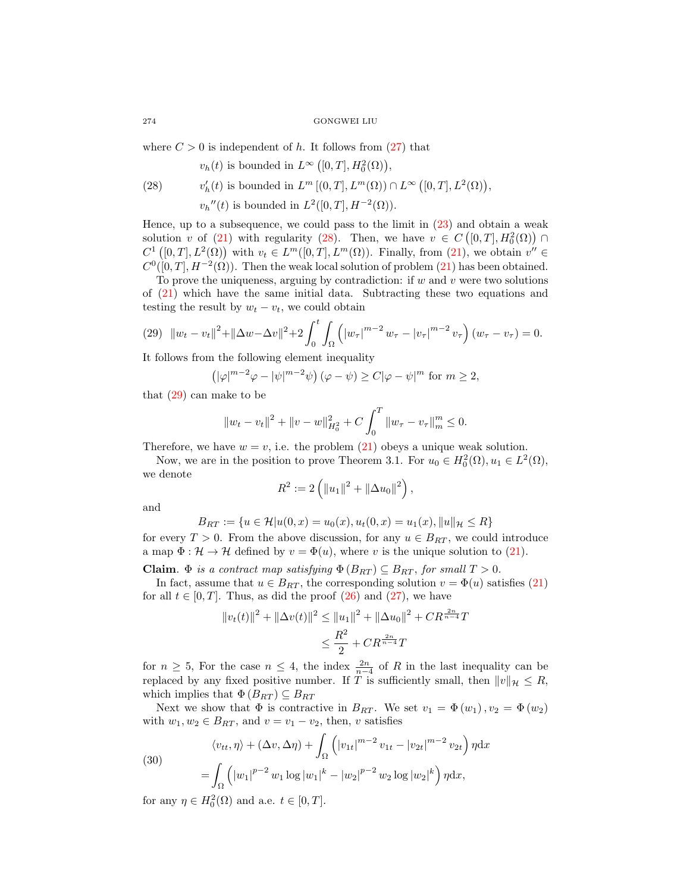where $C > 0$ is independent of $h$. It follows from (27) that

$$
\begin{aligned}
&v_h(t) \text{ is bounded in } L^\infty\left([0,T], H_0^2(\Omega)\right), \\
&v_h'(t) \text{ is bounded in } L^m\left[(0,T], L^m(\Omega)\right) \cap L^\infty\left([0,T], L^2(\Omega)\right), \\
&v_h''(t) \text{ is bounded in } L^2([0,T], H^{-2}(\Omega)).
\end{aligned} \tag{28}
$$

Hence, up to a subsequence, we could pass to the limit in (23) and obtain a weak solution $v$ of (21) with regularity (28). Then, we have $v \in C\left([0,T], H_0^2(\Omega)\right) \cap C^1\left([0,T], L^2(\Omega)\right)$ with $v_t \in L^m([0,T], L^m(\Omega))$. Finally, from (21), we obtain $v'' \in C^0([0,T], H^{-2}(\Omega))$. Then the weak local solution of problem (21) has been obtained.

To prove the uniqueness, arguing by contradiction: if $w$ and $v$ were two solutions of (21) which have the same initial data. Subtracting these two equations and testing the result by $w_t - v_t$, we could obtain

$$
\|w_t - v_t\|^2 + \|\Delta w - \Delta v\|^2 + 2\int_0^t \int_\Omega \left(|w_\tau|^{m-2} w_\tau - |v_\tau|^{m-2} v_\tau\right)(w_\tau - v_\tau) = 0. \tag{29}
$$

It follows from the following element inequality

$$
\left(|\varphi|^{m-2}\varphi - |\psi|^{m-2}\psi\right)(\varphi - \psi) \geq C|\varphi - \psi|^m \text{ for } m \geq 2,
$$

that (29) can make to be

$$
\|w_t - v_t\|^2 + \|v - w\|_{H_0^2}^2 + C\int_0^T \|w_\tau - v_\tau\|_m^m \leq 0.
$$

Therefore, we have $w = v$, i.e. the problem (21) obeys a unique weak solution.

Now, we are in the position to prove Theorem 3.1. For $u_0 \in H_0^2(\Omega), u_1 \in L^2(\Omega)$, we denote

$$
R^2 := 2\left(\|u_1\|^2 + \|\Delta u_0\|^2\right),
$$

and

$$
B_{RT} := \{u \in \mathcal{H} | u(0,x) = u_0(x), u_t(0,x) = u_1(x), \|u\|_{\mathcal{H}} \leq R\}
$$

for every $T > 0$. From the above discussion, for any $u \in B_{RT}$, we could introduce a map $\Phi : \mathcal{H} \to \mathcal{H}$ defined by $v = \Phi(u)$, where $v$ is the unique solution to (21).

**Claim**. *$\Phi$ is a contract map satisfying $\Phi(B_{RT}) \subseteq B_{RT}$, for small $T > 0$.*

In fact, assume that $u \in B_{RT}$, the corresponding solution $v = \Phi(u)$ satisfies (21) for all $t \in [0,T]$. Thus, as did the proof (26) and (27), we have

$$
\begin{aligned}
\|v_t(t)\|^2 + \|\Delta v(t)\|^2 &\leq \|u_1\|^2 + \|\Delta u_0\|^2 + CR^{\frac{2n}{n-4}}T \\
&\leq \frac{R^2}{2} + CR^{\frac{2n}{n-4}}T
\end{aligned}
$$

for $n \geq 5$, For the case $n \leq 4$, the index $\frac{2n}{n-4}$ of $R$ in the last inequality can be replaced by any fixed positive number. If $T$ is sufficiently small, then $\|v\|_{\mathcal{H}} \leq R$, which implies that $\Phi(B_{RT}) \subseteq B_{RT}$

Next we show that $\Phi$ is contractive in $B_{RT}$. We set $v_1 = \Phi(w_1), v_2 = \Phi(w_2)$ with $w_1, w_2 \in B_{RT}$, and $v = v_1 - v_2$, then, $v$ satisfies

$$
\begin{aligned}
&\langle v_{tt}, \eta\rangle + (\Delta v, \Delta\eta) + \int_\Omega \left(|v_{1t}|^{m-2} v_{1t} - |v_{2t}|^{m-2} v_{2t}\right)\eta \mathrm{d}x \\
&= \int_\Omega \left(|w_1|^{p-2} w_1 \log|w_1|^k - |w_2|^{p-2} w_2 \log|w_2|^k\right)\eta \mathrm{d}x,
\end{aligned} \tag{30}
$$

for any $\eta \in H_0^2(\Omega)$ and a.e. $t \in [0,T]$.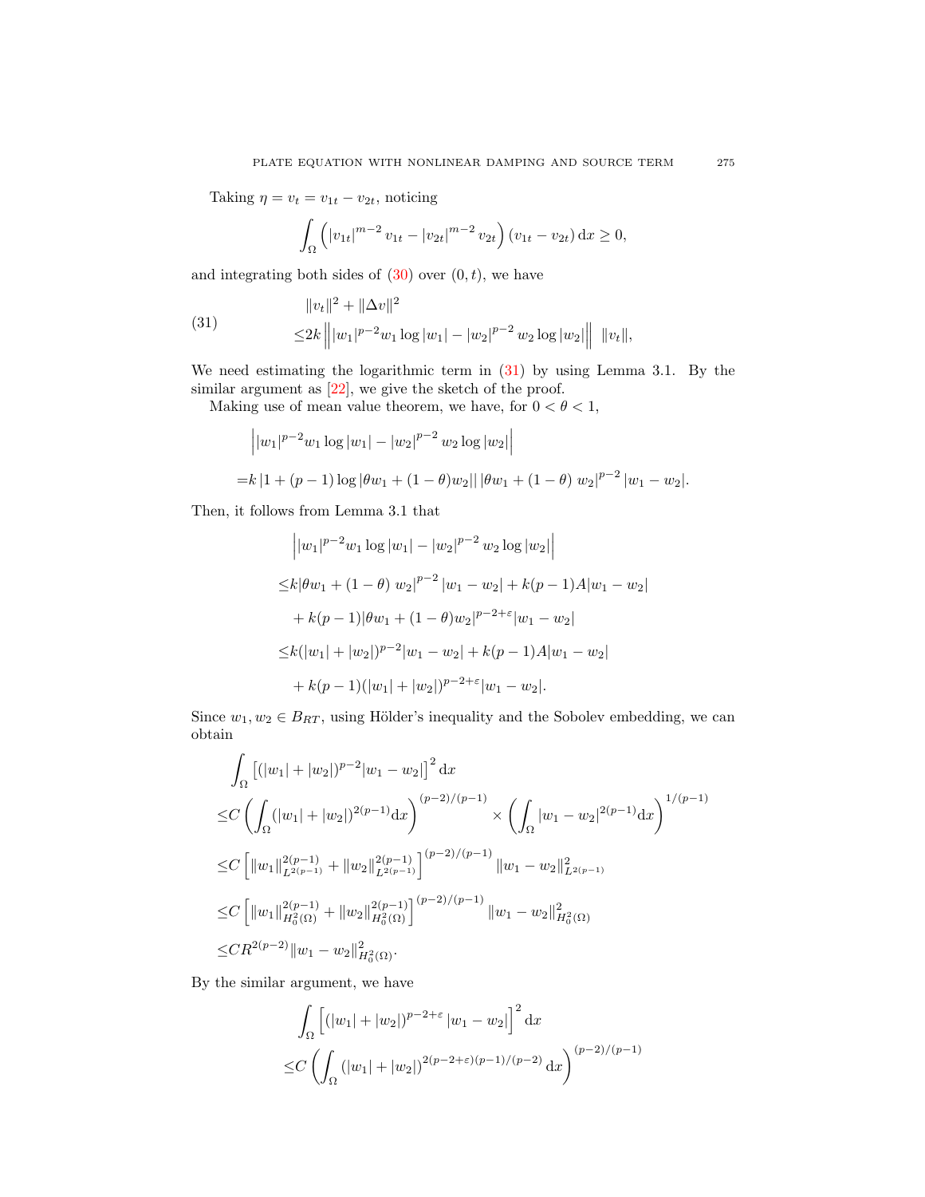Taking $\eta = v_t = v_{1t} - v_{2t}$, noticing

$$\int_\Omega \left( |v_{1t}|^{m-2} v_{1t} - |v_{2t}|^{m-2} v_{2t} \right) (v_{1t} - v_{2t}) \, \mathrm{d}x \geq 0,$$

and integrating both sides of (30) over $(0, t)$, we have

$$\begin{aligned}
&\|v_t\|^2 + \|\Delta v\|^2 \\
\leq& 2k \left\| |w_1|^{p-2} w_1 \log |w_1| - |w_2|^{p-2} w_2 \log |w_2| \right\| \; \|v_t\|,
\end{aligned} \tag{31}$$

We need estimating the logarithmic term in (31) by using Lemma 3.1. By the similar argument as [22], we give the sketch of the proof.

Making use of mean value theorem, we have, for $0 < \theta < 1$,

$$\begin{aligned}
&\left| |w_1|^{p-2} w_1 \log |w_1| - |w_2|^{p-2} w_2 \log |w_2| \right| \\
=& k \left| 1 + (p-1) \log |\theta w_1 + (1-\theta) w_2| \right| |\theta w_1 + (1-\theta) \, w_2|^{p-2} |w_1 - w_2|.
\end{aligned}$$

Then, it follows from Lemma 3.1 that

$$\begin{aligned}
&\left| |w_1|^{p-2} w_1 \log |w_1| - |w_2|^{p-2} w_2 \log |w_2| \right| \\
\leq& k |\theta w_1 + (1-\theta) \, w_2|^{p-2} |w_1 - w_2| + k(p-1) A |w_1 - w_2| \\
&+ k(p-1) |\theta w_1 + (1-\theta) w_2|^{p-2+\varepsilon} |w_1 - w_2| \\
\leq& k (|w_1| + |w_2|)^{p-2} |w_1 - w_2| + k(p-1) A |w_1 - w_2| \\
&+ k(p-1)(|w_1| + |w_2|)^{p-2+\varepsilon} |w_1 - w_2|.
\end{aligned}$$

Since $w_1, w_2 \in B_{RT}$, using Hölder's inequality and the Sobolev embedding, we can obtain

$$\begin{aligned}
&\int_\Omega \left[ (|w_1| + |w_2|)^{p-2} |w_1 - w_2| \right]^2 \mathrm{d}x \\
\leq& C \left( \int_\Omega (|w_1| + |w_2|)^{2(p-1)} \mathrm{d}x \right)^{(p-2)/(p-1)} \times \left( \int_\Omega |w_1 - w_2|^{2(p-1)} \mathrm{d}x \right)^{1/(p-1)} \\
\leq& C \left[ \|w_1\|_{L^{2(p-1)}}^{2(p-1)} + \|w_2\|_{L^{2(p-1)}}^{2(p-1)} \right]^{(p-2)/(p-1)} \|w_1 - w_2\|_{L^{2(p-1)}}^2 \\
\leq& C \left[ \|w_1\|_{H_0^2(\Omega)}^{2(p-1)} + \|w_2\|_{H_0^2(\Omega)}^{2(p-1)} \right]^{(p-2)/(p-1)} \|w_1 - w_2\|_{H_0^2(\Omega)}^2 \\
\leq& C R^{2(p-2)} \|w_1 - w_2\|_{H_0^2(\Omega)}^2.
\end{aligned}$$

By the similar argument, we have

$$\begin{aligned}
&\int_\Omega \left[ (|w_1| + |w_2|)^{p-2+\varepsilon} |w_1 - w_2| \right]^2 \mathrm{d}x \\
\leq& C \left( \int_\Omega (|w_1| + |w_2|)^{2(p-2+\varepsilon)(p-1)/(p-2)} \mathrm{d}x \right)^{(p-2)/(p-1)}
\end{aligned}$$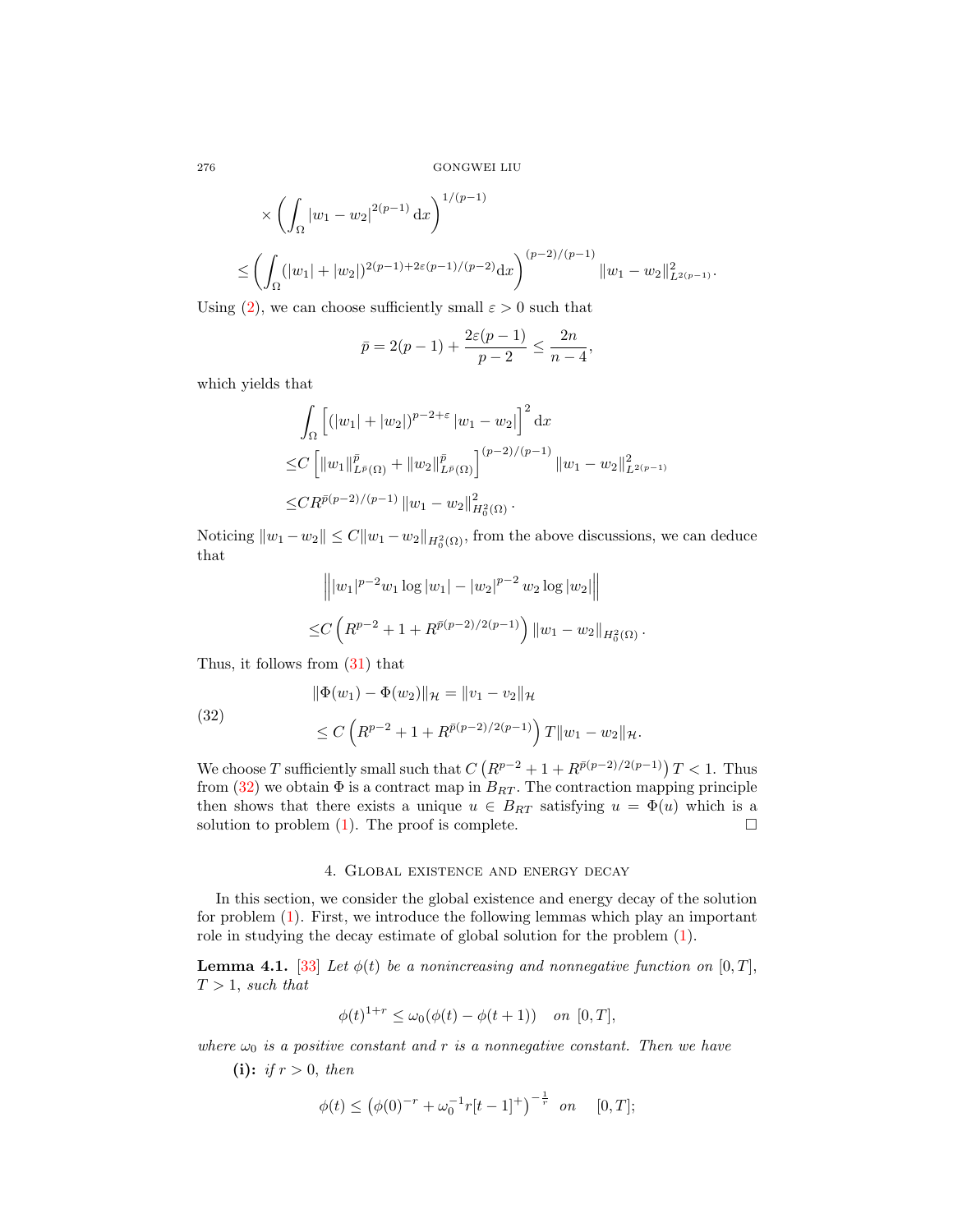$$
\times \left( \int_\Omega |w_1 - w_2|^{2(p-1)} \, \mathrm{d}x \right)^{1/(p-1)}
$$

$$
\leq \left( \int_\Omega (|w_1| + |w_2|)^{2(p-1)+2\varepsilon(p-1)/(p-2)} \mathrm{d}x \right)^{(p-2)/(p-1)} \|w_1 - w_2\|^2_{L^{2(p-1)}}.
$$

Using (2), we can choose sufficiently small $\varepsilon > 0$ such that

$$
\bar{p} = 2(p-1) + \frac{2\varepsilon(p-1)}{p-2} \leq \frac{2n}{n-4},
$$

which yields that

$$
\begin{aligned}
&\int_\Omega \left[ (|w_1| + |w_2|)^{p-2+\varepsilon} |w_1 - w_2| \right]^2 \mathrm{d}x \\
\leq & C \left[ \|w_1\|^{\bar{p}}_{L^{\bar{p}}(\Omega)} + \|w_2\|^{\bar{p}}_{L^{\bar{p}}(\Omega)} \right]^{(p-2)/(p-1)} \|w_1 - w_2\|^2_{L^{2(p-1)}} \\
\leq & C R^{\bar{p}(p-2)/(p-1)} \|w_1 - w_2\|^2_{H^2_0(\Omega)}.
\end{aligned}
$$

Noticing $\|w_1 - w_2\| \leq C\|w_1 - w_2\|_{H^2_0(\Omega)}$, from the above discussions, we can deduce that

$$
\begin{aligned}
&\left\| |w_1|^{p-2} w_1 \log |w_1| - |w_2|^{p-2} w_2 \log |w_2| \right\| \\
\leq & C \left( R^{p-2} + 1 + R^{\bar{p}(p-2)/2(p-1)} \right) \|w_1 - w_2\|_{H^2_0(\Omega)}.
\end{aligned}
$$

Thus, it follows from (31) that

$$
\begin{aligned}
\|\Phi(w_1) - \Phi(w_2)\|_{\mathcal{H}} &= \|v_1 - v_2\|_{\mathcal{H}} \\
&\leq C \left( R^{p-2} + 1 + R^{\bar{p}(p-2)/2(p-1)} \right) T \|w_1 - w_2\|_{\mathcal{H}}.
\end{aligned} \tag{32}
$$

We choose $T$ sufficiently small such that $C \left( R^{p-2} + 1 + R^{\bar{p}(p-2)/2(p-1)} \right) T < 1$. Thus from (32) we obtain $\Phi$ is a contract map in $B_{RT}$. The contraction mapping principle then shows that there exists a unique $u \in B_{RT}$ satisfying $u = \Phi(u)$ which is a solution to problem (1). The proof is complete. □

## 4. Global existence and energy decay

In this section, we consider the global existence and energy decay of the solution for problem (1). First, we introduce the following lemmas which play an important role in studying the decay estimate of global solution for the problem (1).

**Lemma 4.1.** [33] *Let $\phi(t)$ be a nonincreasing and nonnegative function on $[0, T]$, $T > 1$, such that*

$$
\phi(t)^{1+r} \leq \omega_0(\phi(t) - \phi(t+1)) \quad on \ [0, T],
$$

*where $\omega_0$ is a positive constant and $r$ is a nonnegative constant. Then we have*

**(i):** *if $r > 0$, then*

$$
\phi(t) \leq \left( \phi(0)^{-r} + \omega_0^{-1} r [t-1]^+ \right)^{-\frac{1}{r}} \quad on \quad [0, T];
$$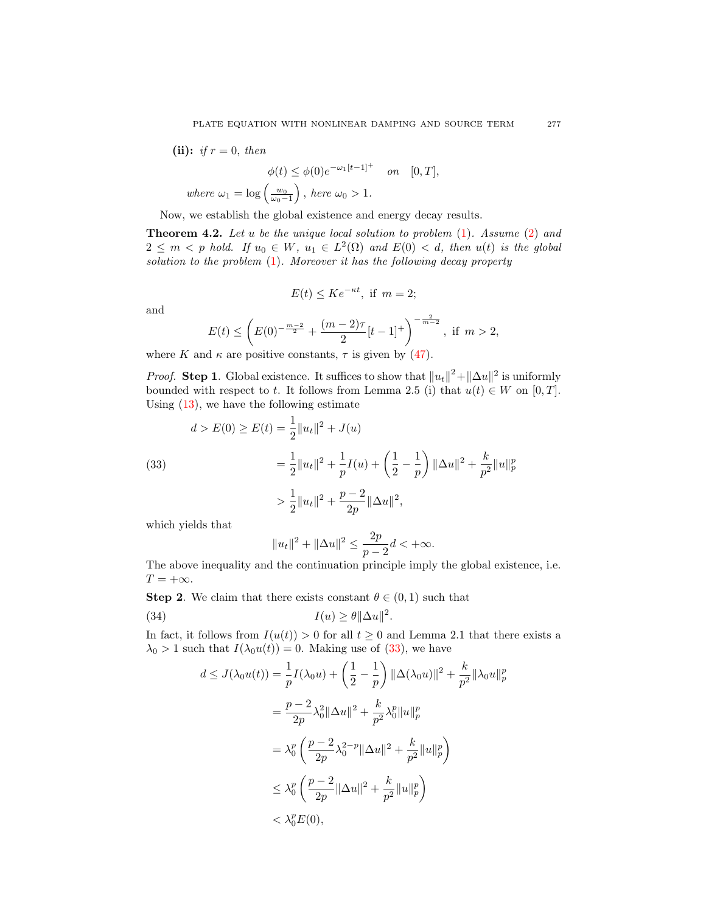**(ii):** *if $r = 0$, then*

$$\phi(t) \le \phi(0) e^{-\omega_1 [t-1]^+} \quad on \quad [0, T],$$

*where* $\omega_1 = \log\left(\frac{w_0}{\omega_0 - 1}\right)$, *here* $\omega_0 > 1$.

Now, we establish the global existence and energy decay results.

**Theorem 4.2.** *Let $u$ be the unique local solution to problem (1). Assume (2) and $2 \le m < p$ hold. If $u_0 \in W$, $u_1 \in L^2(\Omega)$ and $E(0) < d$, then $u(t)$ is the global solution to the problem (1). Moreover it has the following decay property*

$$E(t) \le K e^{-\kappa t}, \text{ if } m = 2;$$

and

$$E(t) \le \left( E(0)^{-\frac{m-2}{2}} + \frac{(m-2)\tau}{2} [t-1]^+ \right)^{-\frac{2}{m-2}}, \text{ if } m > 2,$$

where $K$ and $\kappa$ are positive constants, $\tau$ is given by (47).

*Proof.* **Step 1**. Global existence. It suffices to show that $\|u_t\|^2 + \|\Delta u\|^2$ is uniformly bounded with respect to $t$. It follows from Lemma 2.5 (i) that $u(t) \in W$ on $[0, T]$. Using (13), we have the following estimate

$$
\begin{aligned}
d > E(0) \ge E(t) &= \frac{1}{2}\|u_t\|^2 + J(u) \\
&= \frac{1}{2}\|u_t\|^2 + \frac{1}{p} I(u) + \left(\frac{1}{2} - \frac{1}{p}\right) \|\Delta u\|^2 + \frac{k}{p^2}\|u\|_p^p \qquad (33) \\
&> \frac{1}{2}\|u_t\|^2 + \frac{p-2}{2p}\|\Delta u\|^2,
\end{aligned}
$$

which yields that

$$\|u_t\|^2 + \|\Delta u\|^2 \le \frac{2p}{p-2} d < +\infty.$$

The above inequality and the continuation principle imply the global existence, i.e. $T = +\infty$.

**Step 2**. We claim that there exists constant $\theta \in (0, 1)$ such that

$$I(u) \ge \theta \|\Delta u\|^2. \qquad (34)$$

In fact, it follows from $I(u(t)) > 0$ for all $t \ge 0$ and Lemma 2.1 that there exists a $\lambda_0 > 1$ such that $I(\lambda_0 u(t)) = 0$. Making use of (33), we have

$$
\begin{aligned}
d \le J(\lambda_0 u(t)) &= \frac{1}{p} I(\lambda_0 u) + \left(\frac{1}{2} - \frac{1}{p}\right) \|\Delta(\lambda_0 u)\|^2 + \frac{k}{p^2}\|\lambda_0 u\|_p^p \\
&= \frac{p-2}{2p}\lambda_0^2 \|\Delta u\|^2 + \frac{k}{p^2}\lambda_0^p \|u\|_p^p \\
&= \lambda_0^p \left( \frac{p-2}{2p}\lambda_0^{2-p}\|\Delta u\|^2 + \frac{k}{p^2}\|u\|_p^p \right) \\
&\le \lambda_0^p \left( \frac{p-2}{2p}\|\Delta u\|^2 + \frac{k}{p^2}\|u\|_p^p \right) \\
&< \lambda_0^p E(0),
\end{aligned}
$$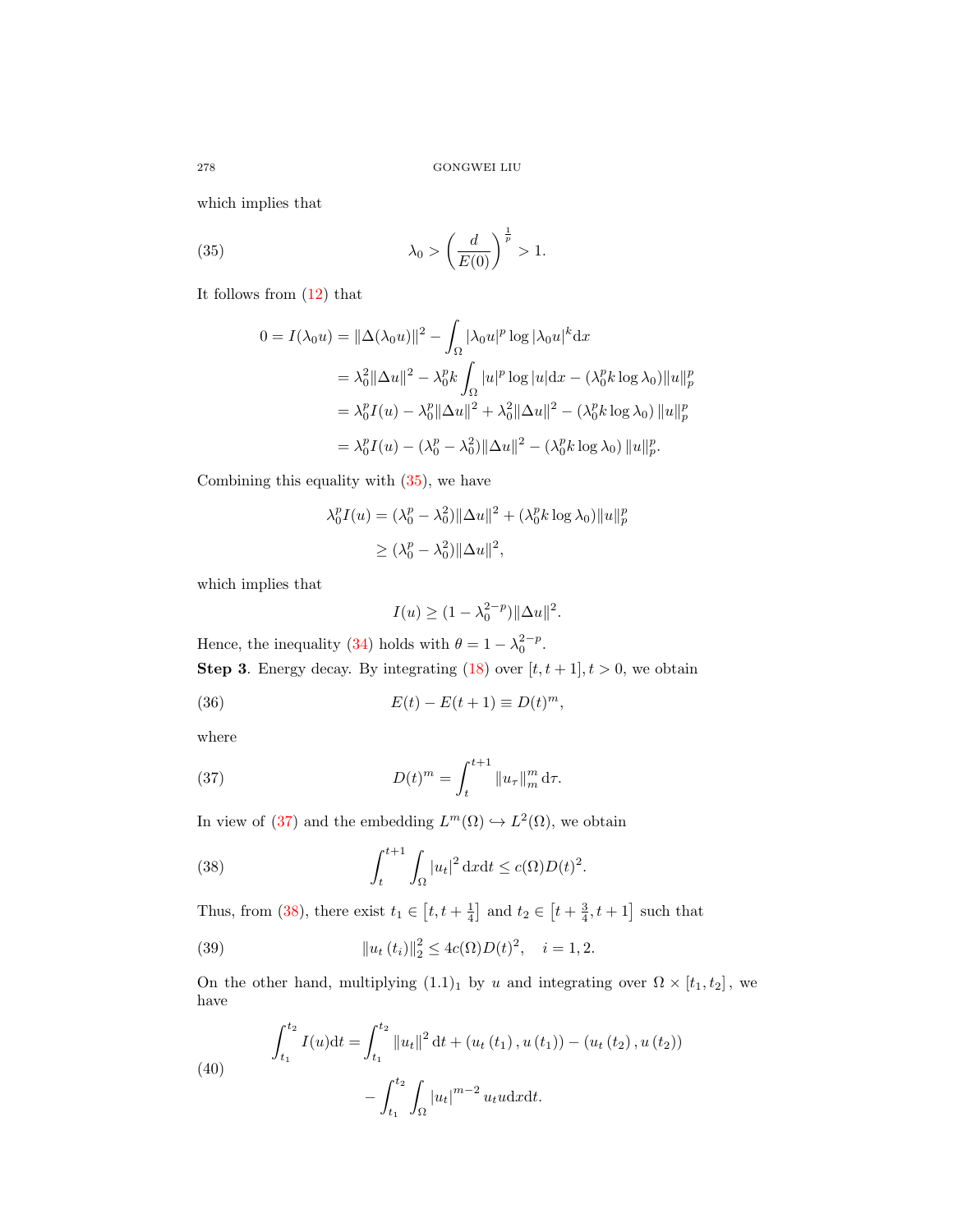which implies that

$$\lambda_0 > \left(\frac{d}{E(0)}\right)^{\frac{1}{p}} > 1. \tag{35}$$

It follows from (12) that

$$\begin{aligned}
0 = I(\lambda_0 u) &= \|\Delta(\lambda_0 u)\|^2 - \int_\Omega |\lambda_0 u|^p \log|\lambda_0 u|^k \mathrm{d}x \\
&= \lambda_0^2 \|\Delta u\|^2 - \lambda_0^p k \int_\Omega |u|^p \log|u| \mathrm{d}x - (\lambda_0^p k \log \lambda_0) \|u\|_p^p \\
&= \lambda_0^p I(u) - \lambda_0^p \|\Delta u\|^2 + \lambda_0^2 \|\Delta u\|^2 - (\lambda_0^p k \log \lambda_0) \|u\|_p^p \\
&= \lambda_0^p I(u) - (\lambda_0^p - \lambda_0^2) \|\Delta u\|^2 - (\lambda_0^p k \log \lambda_0) \|u\|_p^p.
\end{aligned}$$

Combining this equality with (35), we have

$$\begin{aligned}
\lambda_0^p I(u) &= (\lambda_0^p - \lambda_0^2) \|\Delta u\|^2 + (\lambda_0^p k \log \lambda_0) \|u\|_p^p \\
&\geq (\lambda_0^p - \lambda_0^2) \|\Delta u\|^2,
\end{aligned}$$

which implies that

$$I(u) \geq (1 - \lambda_0^{2-p}) \|\Delta u\|^2.$$

Hence, the inequality (34) holds with $\theta = 1 - \lambda_0^{2-p}$.

**Step 3**. Energy decay. By integrating (18) over $[t, t+1], t > 0$, we obtain

$$E(t) - E(t+1) \equiv D(t)^m, \tag{36}$$

where

$$D(t)^m = \int_t^{t+1} \|u_\tau\|_m^m \mathrm{d}\tau. \tag{37}$$

In view of (37) and the embedding $L^m(\Omega) \hookrightarrow L^2(\Omega)$, we obtain

$$\int_t^{t+1} \int_\Omega |u_t|^2 \mathrm{d}x\mathrm{d}t \leq c(\Omega) D(t)^2. \tag{38}$$

Thus, from (38), there exist $t_1 \in \left[t, t + \frac{1}{4}\right]$ and $t_2 \in \left[t + \frac{3}{4}, t+1\right]$ such that

$$\|u_t(t_i)\|_2^2 \leq 4c(\Omega) D(t)^2, \quad i = 1, 2. \tag{39}$$

On the other hand, multiplying $(1.1)_1$ by $u$ and integrating over $\Omega \times [t_1, t_2]$, we have

$$\begin{aligned}
\int_{t_1}^{t_2} I(u) \mathrm{d}t = &\int_{t_1}^{t_2} \|u_t\|^2 \mathrm{d}t + (u_t(t_1), u(t_1)) - (u_t(t_2), u(t_2)) \\
&- \int_{t_1}^{t_2} \int_\Omega |u_t|^{m-2} u_t u \mathrm{d}x\mathrm{d}t.
\end{aligned} \tag{40}$$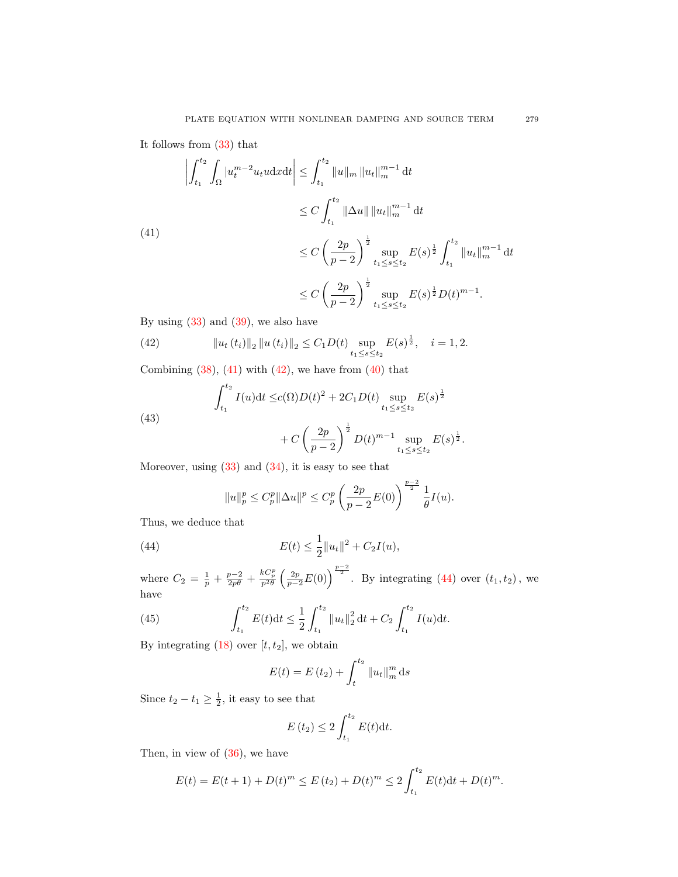It follows from (33) that

$$
\left|\int_{t_1}^{t_2}\int_\Omega |u_t^{m-2}u_t u \mathrm{d}x\mathrm{d}t\right| \le \int_{t_1}^{t_2}\|u\|_m \|u_t\|_m^{m-1}\mathrm{d}t \tag{41}
$$

$$
\begin{aligned}
&\le C\int_{t_1}^{t_2}\|\Delta u\| \|u_t\|_m^{m-1}\mathrm{d}t \\
&\le C\left(\frac{2p}{p-2}\right)^{\frac{1}{2}}\sup_{t_1\le s\le t_2}E(s)^{\frac{1}{2}}\int_{t_1}^{t_2}\|u_t\|_m^{m-1}\mathrm{d}t \\
&\le C\left(\frac{2p}{p-2}\right)^{\frac{1}{2}}\sup_{t_1\le s\le t_2}E(s)^{\frac{1}{2}}D(t)^{m-1}.
\end{aligned}
$$

By using (33) and (39), we also have

$$
\|u_t(t_i)\|_2\|u(t_i)\|_2 \le C_1 D(t)\sup_{t_1\le s\le t_2}E(s)^{\frac{1}{2}},\quad i=1,2. \tag{42}
$$

Combining (38), (41) with (42), we have from (40) that

$$
\begin{aligned}
\int_{t_1}^{t_2} I(u)\mathrm{d}t \le & c(\Omega)D(t)^2 + 2C_1 D(t)\sup_{t_1\le s\le t_2}E(s)^{\frac{1}{2}} \\
&+ C\left(\frac{2p}{p-2}\right)^{\frac{1}{2}} D(t)^{m-1}\sup_{t_1\le s\le t_2}E(s)^{\frac{1}{2}}.
\end{aligned} \tag{43}
$$

Moreover, using (33) and (34), it is easy to see that

$$
\|u\|_p^p \le C_p^p\|\Delta u\|^p \le C_p^p\left(\frac{2p}{p-2}E(0)\right)^{\frac{p-2}{2}}\frac{1}{\theta}I(u).
$$

Thus, we deduce that

$$
E(t) \le \frac{1}{2}\|u_t\|^2 + C_2 I(u), \tag{44}
$$

where $C_2 = \frac{1}{p}+\frac{p-2}{2p\theta}+\frac{kC_p^p}{p^2\theta}\left(\frac{2p}{p-2}E(0)\right)^{\frac{p-2}{2}}$. By integrating (44) over $(t_1,t_2)$, we have

$$
\int_{t_1}^{t_2}E(t)\mathrm{d}t \le \frac{1}{2}\int_{t_1}^{t_2}\|u_t\|_2^2\mathrm{d}t + C_2\int_{t_1}^{t_2}I(u)\mathrm{d}t. \tag{45}
$$

By integrating (18) over $[t,t_2]$, we obtain

$$
E(t) = E(t_2) + \int_t^{t_2}\|u_t\|_m^m\mathrm{d}s
$$

Since $t_2 - t_1 \ge \frac{1}{2}$, it easy to see that

$$
E(t_2) \le 2\int_{t_1}^{t_2}E(t)\mathrm{d}t.
$$

Then, in view of (36), we have

$$
E(t) = E(t+1) + D(t)^m \le E(t_2) + D(t)^m \le 2\int_{t_1}^{t_2}E(t)\mathrm{d}t + D(t)^m.
$$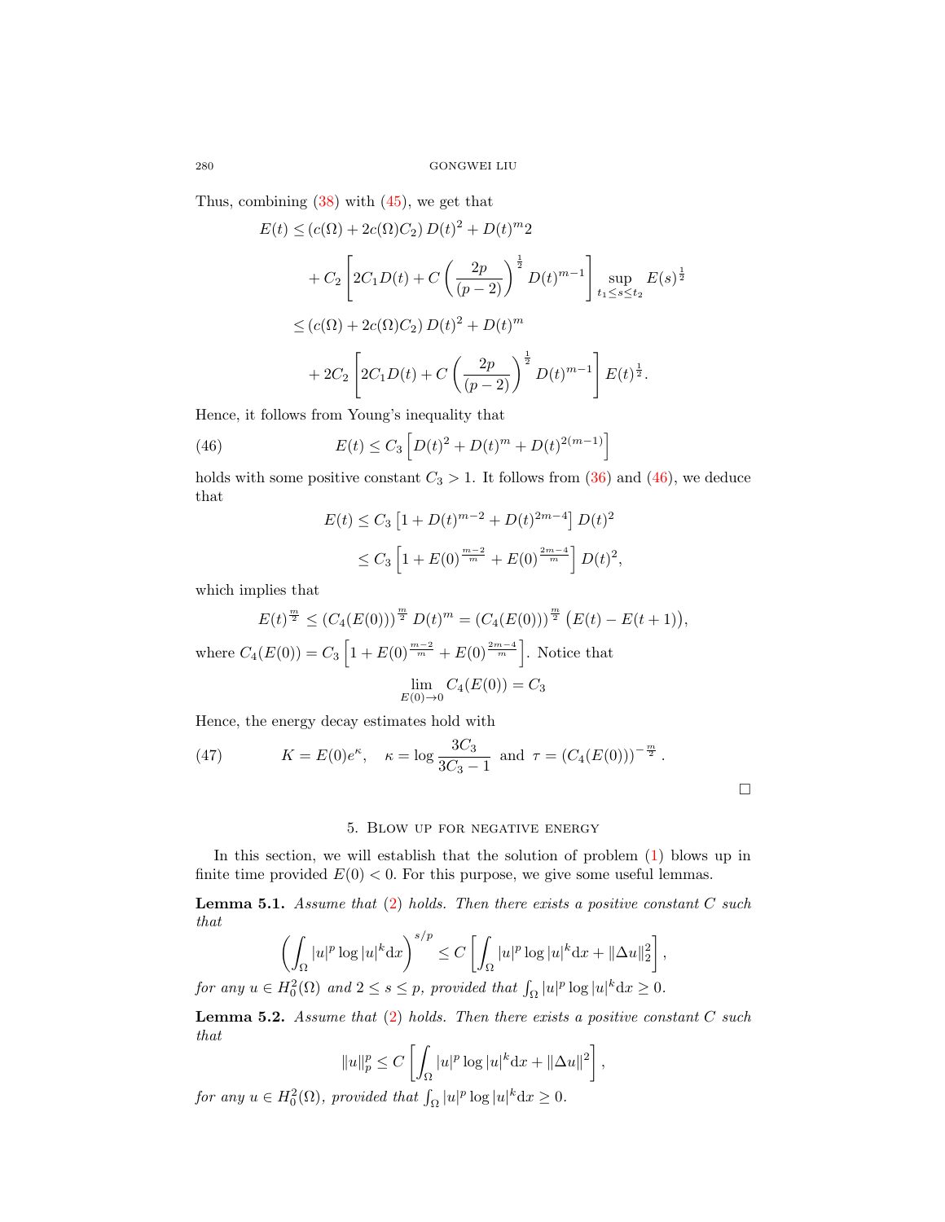Thus, combining (38) with (45), we get that

$$
\begin{aligned}
E(t) \leq & \left(c(\Omega)+2c(\Omega)C_2\right) D(t)^2 + D(t)^m 2 \\
& + C_2 \left[2C_1 D(t) + C\left(\frac{2p}{(p-2)}\right)^{\frac{1}{2}} D(t)^{m-1}\right] \sup_{t_1 \leq s \leq t_2} E(s)^{\frac{1}{2}} \\
\leq & \left(c(\Omega)+2c(\Omega)C_2\right) D(t)^2 + D(t)^m \\
& + 2C_2 \left[2C_1 D(t) + C\left(\frac{2p}{(p-2)}\right)^{\frac{1}{2}} D(t)^{m-1}\right] E(t)^{\frac{1}{2}}.
\end{aligned}
$$

Hence, it follows from Young's inequality that

$$
E(t) \leq C_3 \left[D(t)^2 + D(t)^m + D(t)^{2(m-1)}\right] \tag{46}
$$

holds with some positive constant $C_3 > 1$. It follows from (36) and (46), we deduce that

$$
\begin{aligned}
E(t) &\leq C_3 \left[1 + D(t)^{m-2} + D(t)^{2m-4}\right] D(t)^2 \\
&\leq C_3 \left[1 + E(0)^{\frac{m-2}{m}} + E(0)^{\frac{2m-4}{m}}\right] D(t)^2,
\end{aligned}
$$

which implies that

$$
E(t)^{\frac{m}{2}} \leq \left(C_4(E(0))\right)^{\frac{m}{2}} D(t)^m = \left(C_4(E(0))\right)^{\frac{m}{2}} \big(E(t) - E(t+1)\big),
$$

where $C_4(E(0)) = C_3 \left[1 + E(0)^{\frac{m-2}{m}} + E(0)^{\frac{2m-4}{m}}\right]$. Notice that

$$
\lim_{E(0)\to 0} C_4(E(0)) = C_3
$$

Hence, the energy decay estimates hold with

$$
K = E(0)e^{\kappa}, \quad \kappa = \log \frac{3C_3}{3C_3 - 1} \text{ and } \tau = \left(C_4(E(0))\right)^{-\frac{m}{2}}. \tag{47}
$$

□

## 5. Blow up for negative energy

In this section, we will establish that the solution of problem (1) blows up in finite time provided $E(0) < 0$. For this purpose, we give some useful lemmas.

**Lemma 5.1.** *Assume that (2) holds. Then there exists a positive constant $C$ such that*

$$
\left(\int_\Omega |u|^p \log |u|^k \mathrm{d}x\right)^{s/p} \leq C\left[\int_\Omega |u|^p \log |u|^k \mathrm{d}x + \|\Delta u\|_2^2\right],
$$

*for any $u \in H_0^2(\Omega)$ and $2 \leq s \leq p$, provided that $\int_\Omega |u|^p \log |u|^k \mathrm{d}x \geq 0$.*

**Lemma 5.2.** *Assume that (2) holds. Then there exists a positive constant $C$ such that*

$$
\|u\|_p^p \leq C\left[\int_\Omega |u|^p \log |u|^k \mathrm{d}x + \|\Delta u\|^2\right],
$$

*for any $u \in H_0^2(\Omega)$, provided that $\int_\Omega |u|^p \log |u|^k \mathrm{d}x \geq 0$.*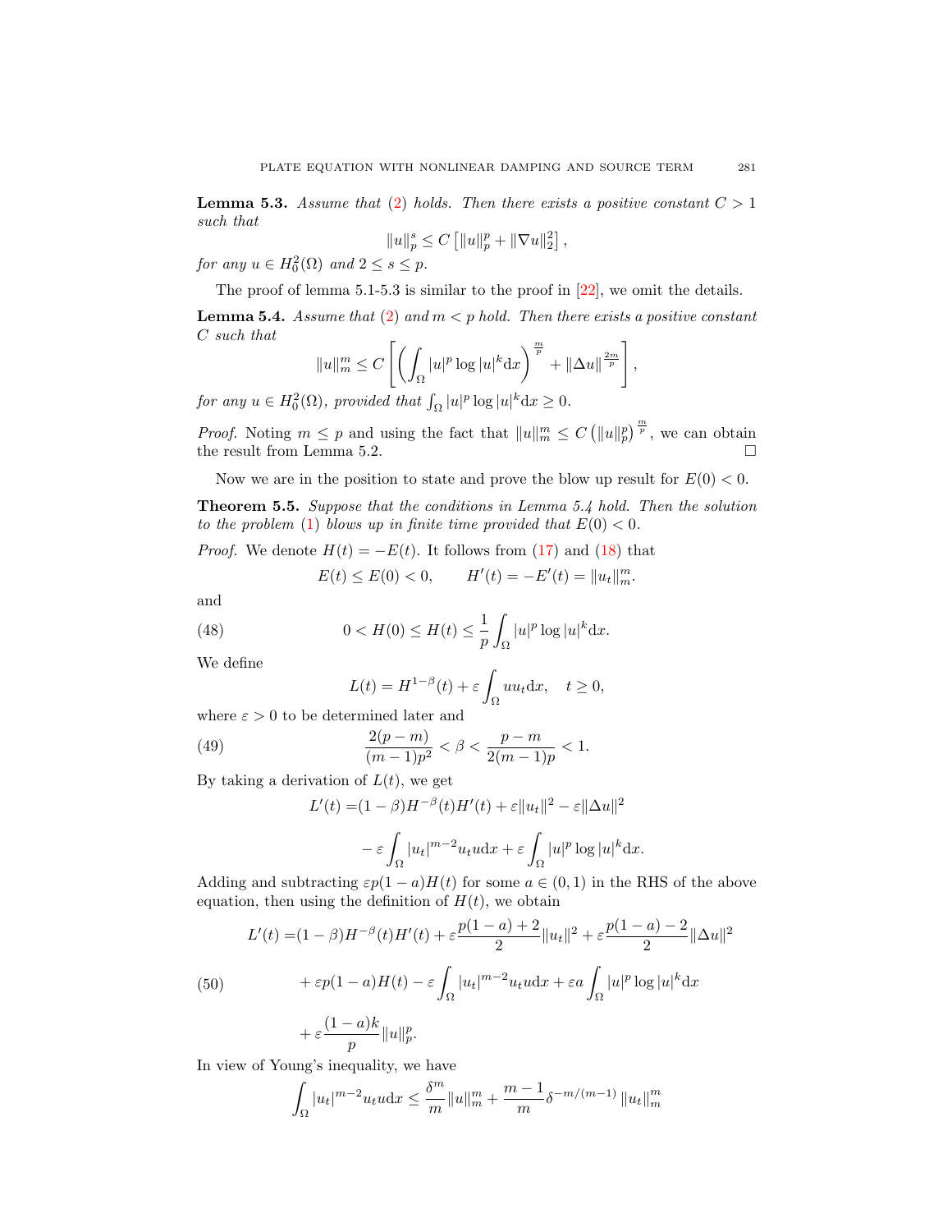**Lemma 5.3.** *Assume that* (2) *holds. Then there exists a positive constant $C > 1$ such that*

$$\|u\|_p^s \leq C\left[\|u\|_p^p + \|\nabla u\|_2^2\right],$$

*for any $u \in H_0^2(\Omega)$ and $2 \leq s \leq p$.*

The proof of lemma 5.1-5.3 is similar to the proof in [22], we omit the details.

**Lemma 5.4.** *Assume that* (2) *and $m < p$ hold. Then there exists a positive constant $C$ such that*

$$\|u\|_m^m \leq C\left[\left(\int_\Omega |u|^p \log|u|^k \mathrm{d}x\right)^{\frac{m}{p}} + \|\Delta u\|^{\frac{2m}{p}}\right],$$

*for any $u \in H_0^2(\Omega)$, provided that $\int_\Omega |u|^p \log|u|^k \mathrm{d}x \geq 0$.*

*Proof.* Noting $m \leq p$ and using the fact that $\|u\|_m^m \leq C\left(\|u\|_p^p\right)^{\frac{m}{p}}$, we can obtain the result from Lemma 5.2. □

Now we are in the position to state and prove the blow up result for $E(0) < 0$.

**Theorem 5.5.** *Suppose that the conditions in Lemma 5.4 hold. Then the solution to the problem* (1) *blows up in finite time provided that $E(0) < 0$.*

*Proof.* We denote $H(t) = -E(t)$. It follows from (17) and (18) that

$$E(t) \leq E(0) < 0, \qquad H'(t) = -E'(t) = \|u_t\|_m^m.$$

and

$$0 < H(0) \leq H(t) \leq \frac{1}{p}\int_\Omega |u|^p \log|u|^k \mathrm{d}x. \tag{48}$$

We define

$$L(t) = H^{1-\beta}(t) + \varepsilon \int_\Omega u u_t \mathrm{d}x, \quad t \geq 0,$$

where $\varepsilon > 0$ to be determined later and

$$\frac{2(p-m)}{(m-1)p^2} < \beta < \frac{p-m}{2(m-1)p} < 1. \tag{49}$$

By taking a derivation of $L(t)$, we get

$$\begin{aligned}
L'(t) =& (1-\beta)H^{-\beta}(t)H'(t) + \varepsilon\|u_t\|^2 - \varepsilon\|\Delta u\|^2 \\
& - \varepsilon\int_\Omega |u_t|^{m-2}u_t u \mathrm{d}x + \varepsilon\int_\Omega |u|^p \log|u|^k \mathrm{d}x.
\end{aligned}$$

Adding and subtracting $\varepsilon p(1-a)H(t)$ for some $a \in (0,1)$ in the RHS of the above equation, then using the definition of $H(t)$, we obtain

$$\begin{aligned}
L'(t) =& (1-\beta)H^{-\beta}(t)H'(t) + \varepsilon\frac{p(1-a)+2}{2}\|u_t\|^2 + \varepsilon\frac{p(1-a)-2}{2}\|\Delta u\|^2 \\
& + \varepsilon p(1-a)H(t) - \varepsilon\int_\Omega |u_t|^{m-2}u_t u \mathrm{d}x + \varepsilon a\int_\Omega |u|^p \log|u|^k \mathrm{d}x \\
& + \varepsilon\frac{(1-a)k}{p}\|u\|_p^p.
\end{aligned} \tag{50}$$

In view of Young's inequality, we have

$$\int_\Omega |u_t|^{m-2}u_t u \mathrm{d}x \leq \frac{\delta^m}{m}\|u\|_m^m + \frac{m-1}{m}\delta^{-m/(m-1)}\|u_t\|_m^m$$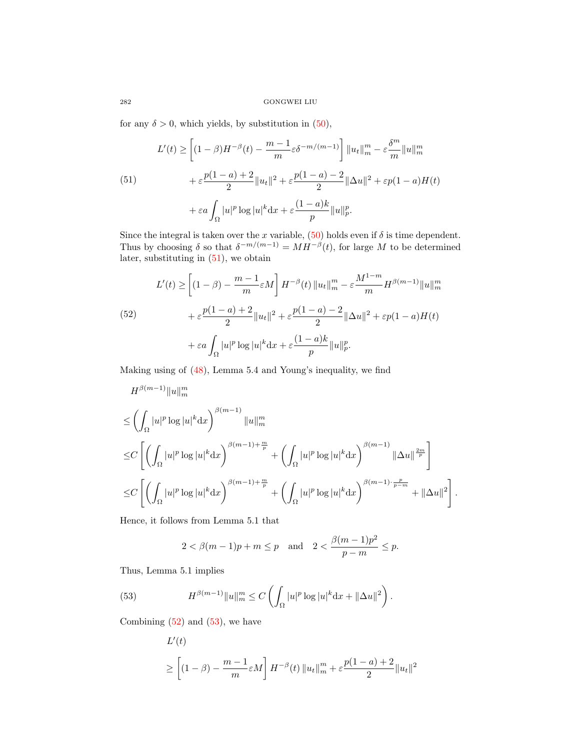for any $\delta > 0$, which yields, by substitution in (50),

$$
\begin{aligned}
L'(t) \geq & \left[(1-\beta)H^{-\beta}(t) - \frac{m-1}{m}\varepsilon\delta^{-m/(m-1)}\right]\|u_t\|_m^m - \varepsilon\frac{\delta^m}{m}\|u\|_m^m \\
& + \varepsilon\frac{p(1-a)+2}{2}\|u_t\|^2 + \varepsilon\frac{p(1-a)-2}{2}\|\Delta u\|^2 + \varepsilon p(1-a)H(t) \\
& + \varepsilon a\int_\Omega |u|^p \log|u|^k \mathrm{d}x + \varepsilon\frac{(1-a)k}{p}\|u\|_p^p.
\end{aligned} \tag{51}
$$

Since the integral is taken over the $x$ variable, (50) holds even if $\delta$ is time dependent. Thus by choosing $\delta$ so that $\delta^{-m/(m-1)} = MH^{-\beta}(t)$, for large $M$ to be determined later, substituting in (51), we obtain

$$
\begin{aligned}
L'(t) \geq & \left[(1-\beta) - \frac{m-1}{m}\varepsilon M\right]H^{-\beta}(t)\|u_t\|_m^m - \varepsilon\frac{M^{1-m}}{m}H^{\beta(m-1)}\|u\|_m^m \\
& + \varepsilon\frac{p(1-a)+2}{2}\|u_t\|^2 + \varepsilon\frac{p(1-a)-2}{2}\|\Delta u\|^2 + \varepsilon p(1-a)H(t) \\
& + \varepsilon a\int_\Omega |u|^p \log|u|^k \mathrm{d}x + \varepsilon\frac{(1-a)k}{p}\|u\|_p^p.
\end{aligned} \tag{52}
$$

Making using of (48), Lemma 5.4 and Young's inequality, we find

$$
\begin{aligned}
& H^{\beta(m-1)}\|u\|_m^m \\
\leq & \left(\int_\Omega |u|^p \log|u|^k \mathrm{d}x\right)^{\beta(m-1)}\|u\|_m^m \\
\leq & C\left[\left(\int_\Omega |u|^p \log|u|^k \mathrm{d}x\right)^{\beta(m-1)+\frac{m}{p}} + \left(\int_\Omega |u|^p \log|u|^k \mathrm{d}x\right)^{\beta(m-1)}\|\Delta u\|^{\frac{2m}{p}}\right] \\
\leq & C\left[\left(\int_\Omega |u|^p \log|u|^k \mathrm{d}x\right)^{\beta(m-1)+\frac{m}{p}} + \left(\int_\Omega |u|^p \log|u|^k \mathrm{d}x\right)^{\beta(m-1)\cdot\frac{p}{p-m}} + \|\Delta u\|^2\right].
\end{aligned}
$$

Hence, it follows from Lemma 5.1 that

$$
2 < \beta(m-1)p + m \leq p \quad \text{and} \quad 2 < \frac{\beta(m-1)p^2}{p-m} \leq p.
$$

Thus, Lemma 5.1 implies

$$
H^{\beta(m-1)}\|u\|_m^m \leq C\left(\int_\Omega |u|^p \log|u|^k \mathrm{d}x + \|\Delta u\|^2\right). \tag{53}
$$

Combining (52) and (53), we have

$$
\begin{aligned}
& L'(t) \\
\geq & \left[(1-\beta) - \frac{m-1}{m}\varepsilon M\right]H^{-\beta}(t)\|u_t\|_m^m + \varepsilon\frac{p(1-a)+2}{2}\|u_t\|^2
\end{aligned}
$$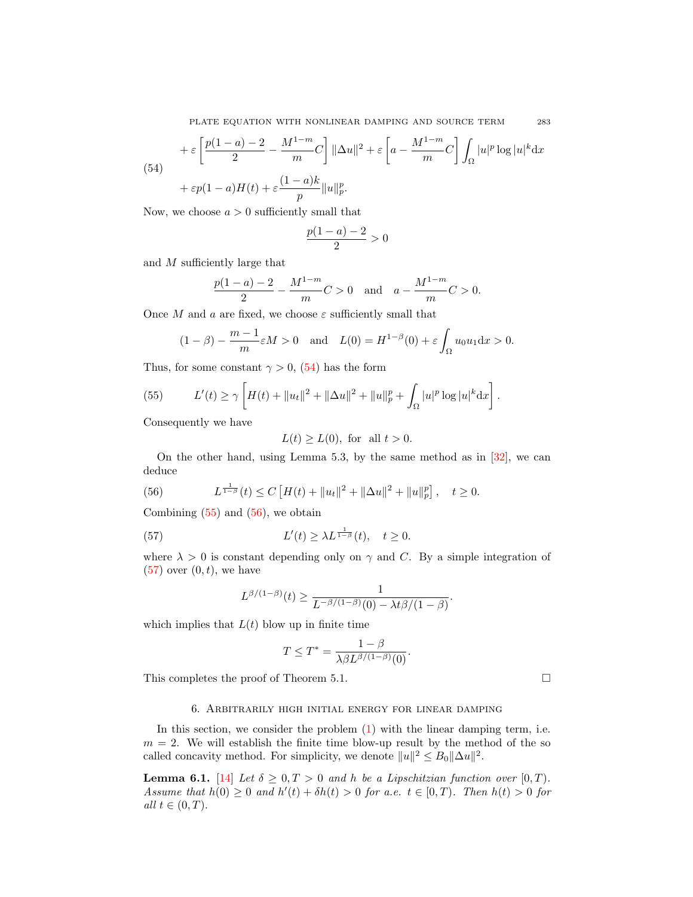$$
\begin{aligned}
&+\varepsilon\left[\frac{p(1-a)-2}{2}-\frac{M^{1-m}}{m}C\right]\|\Delta u\|^2+\varepsilon\left[a-\frac{M^{1-m}}{m}C\right]\int_\Omega |u|^p\log|u|^k\mathrm{d}x \\
&+\varepsilon p(1-a)H(t)+\varepsilon\frac{(1-a)k}{p}\|u\|_p^p.
\end{aligned} \tag{54}
$$

Now, we choose $a>0$ sufficiently small that

$$
\frac{p(1-a)-2}{2}>0
$$

and $M$ sufficiently large that

$$
\frac{p(1-a)-2}{2}-\frac{M^{1-m}}{m}C>0 \quad \text{and} \quad a-\frac{M^{1-m}}{m}C>0.
$$

Once $M$ and $a$ are fixed, we choose $\varepsilon$ sufficiently small that

$$
(1-\beta)-\frac{m-1}{m}\varepsilon M>0 \quad \text{and} \quad L(0)=H^{1-\beta}(0)+\varepsilon\int_\Omega u_0u_1\mathrm{d}x>0.
$$

Thus, for some constant $\gamma>0$, (54) has the form

$$
L'(t)\geq \gamma\left[H(t)+\|u_t\|^2+\|\Delta u\|^2+\|u\|_p^p+\int_\Omega |u|^p\log|u|^k\mathrm{d}x\right]. \tag{55}
$$

Consequently we have

$$
L(t)\geq L(0), \text{ for all } t>0.
$$

On the other hand, using Lemma 5.3, by the same method as in [32], we can deduce

$$
L^{\frac{1}{1-\beta}}(t)\leq C\left[H(t)+\|u_t\|^2+\|\Delta u\|^2+\|u\|_p^p\right], \quad t\geq 0. \tag{56}
$$

Combining (55) and (56), we obtain

$$
L'(t)\geq \lambda L^{\frac{1}{1-\beta}}(t), \quad t\geq 0. \tag{57}
$$

where $\lambda>0$ is constant depending only on $\gamma$ and $C$. By a simple integration of (57) over $(0,t)$, we have

$$
L^{\beta/(1-\beta)}(t)\geq \frac{1}{L^{-\beta/(1-\beta)}(0)-\lambda t\beta/(1-\beta)}.
$$

which implies that $L(t)$ blow up in finite time

$$
T\leq T^*=\frac{1-\beta}{\lambda\beta L^{\beta/(1-\beta)}(0)}.
$$

This completes the proof of Theorem 5.1. ☐

## 6. Arbitrarily high initial energy for linear damping

In this section, we consider the problem (1) with the linear damping term, i.e. $m=2$. We will establish the finite time blow-up result by the method of the so called concavity method. For simplicity, we denote $\|u\|^2\leq B_0\|\Delta u\|^2$.

**Lemma 6.1.** [14] *Let $\delta\geq 0, T>0$ and $h$ be a Lipschitzian function over $[0,T)$. Assume that $h(0)\geq 0$ and $h'(t)+\delta h(t)>0$ for a.e. $t\in[0,T)$. Then $h(t)>0$ for all $t\in(0,T)$.*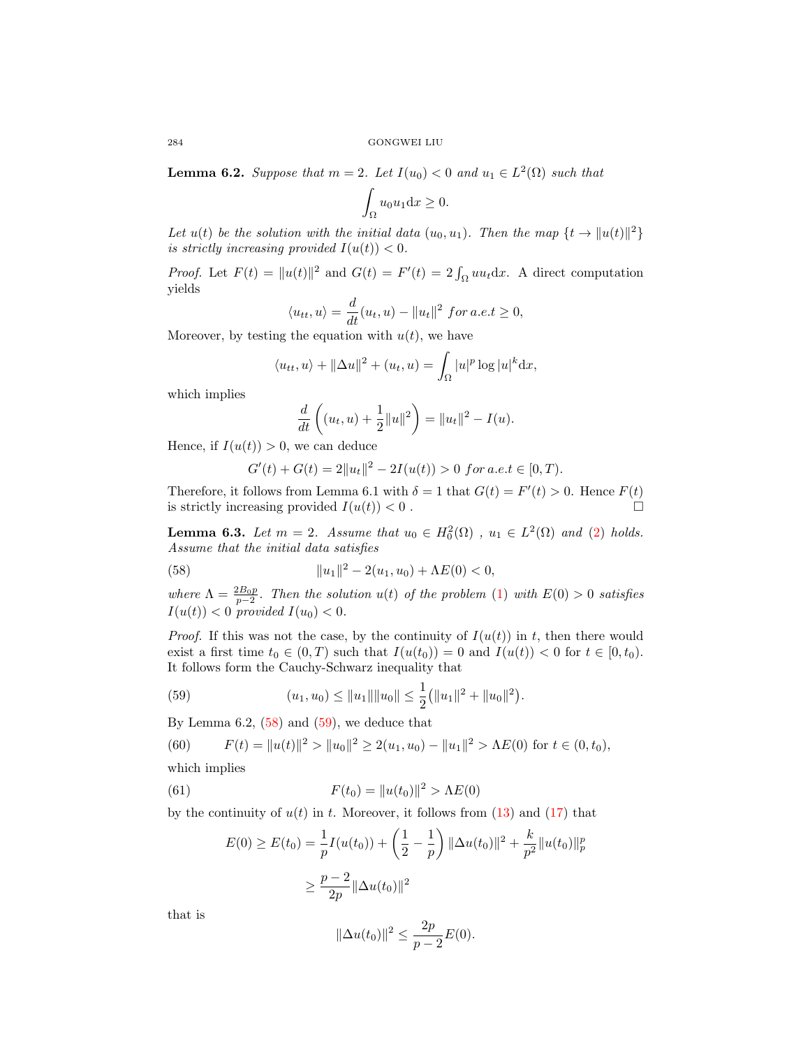**Lemma 6.2.** *Suppose that $m = 2$. Let $I(u_0) < 0$ and $u_1 \in L^2(\Omega)$ such that*

$$\int_\Omega u_0 u_1 \mathrm{d}x \geq 0.$$

*Let $u(t)$ be the solution with the initial data $(u_0, u_1)$. Then the map $\{t \to \|u(t)\|^2\}$ is strictly increasing provided $I(u(t)) < 0$.*

*Proof.* Let $F(t) = \|u(t)\|^2$ and $G(t) = F'(t) = 2\int_\Omega u u_t \mathrm{d}x$. A direct computation yields

$$\langle u_{tt}, u\rangle = \frac{d}{dt}(u_t, u) - \|u_t\|^2 \; for\, a.e.t \geq 0,$$

Moreover, by testing the equation with $u(t)$, we have

$$\langle u_{tt}, u\rangle + \|\Delta u\|^2 + (u_t, u) = \int_\Omega |u|^p \log |u|^k \mathrm{d}x,$$

which implies

$$\frac{d}{dt}\left((u_t, u) + \frac{1}{2}\|u\|^2\right) = \|u_t\|^2 - I(u).$$

Hence, if $I(u(t)) > 0$, we can deduce

$$G'(t) + G(t) = 2\|u_t\|^2 - 2I(u(t)) > 0 \; for\, a.e.t \in [0, T).$$

Therefore, it follows from Lemma 6.1 with $\delta = 1$ that $G(t) = F'(t) > 0$. Hence $F(t)$ is strictly increasing provided $I(u(t)) < 0$ . $\square$

**Lemma 6.3.** *Let $m = 2$. Assume that $u_0 \in H_0^2(\Omega)$ , $u_1 \in L^2(\Omega)$ and (2) holds. Assume that the initial data satisfies*

$$\|u_1\|^2 - 2(u_1, u_0) + \Lambda E(0) < 0, \tag{58}$$

*where $\Lambda = \frac{2B_0 p}{p-2}$. Then the solution $u(t)$ of the problem (1) with $E(0) > 0$ satisfies $I(u(t)) < 0$ provided $I(u_0) < 0$.*

*Proof.* If this was not the case, by the continuity of $I(u(t))$ in $t$, then there would exist a first time $t_0 \in (0, T)$ such that $I(u(t_0)) = 0$ and $I(u(t)) < 0$ for $t \in [0, t_0)$. It follows form the Cauchy-Schwarz inequality that

$$(u_1, u_0) \leq \|u_1\|\|u_0\| \leq \frac{1}{2}\big(\|u_1\|^2 + \|u_0\|^2\big). \tag{59}$$

By Lemma 6.2, (58) and (59), we deduce that

$$F(t) = \|u(t)\|^2 > \|u_0\|^2 \geq 2(u_1, u_0) - \|u_1\|^2 > \Lambda E(0) \text{ for } t \in (0, t_0), \tag{60}$$

which implies

$$F(t_0) = \|u(t_0)\|^2 > \Lambda E(0) \tag{61}$$

by the continuity of $u(t)$ in $t$. Moreover, it follows from (13) and (17) that

$$E(0) \geq E(t_0) = \frac{1}{p}I(u(t_0)) + \left(\frac{1}{2} - \frac{1}{p}\right)\|\Delta u(t_0)\|^2 + \frac{k}{p^2}\|u(t_0)\|_p^p$$

$$\geq \frac{p-2}{2p}\|\Delta u(t_0)\|^2$$

that is

$$\|\Delta u(t_0)\|^2 \leq \frac{2p}{p-2}E(0).$$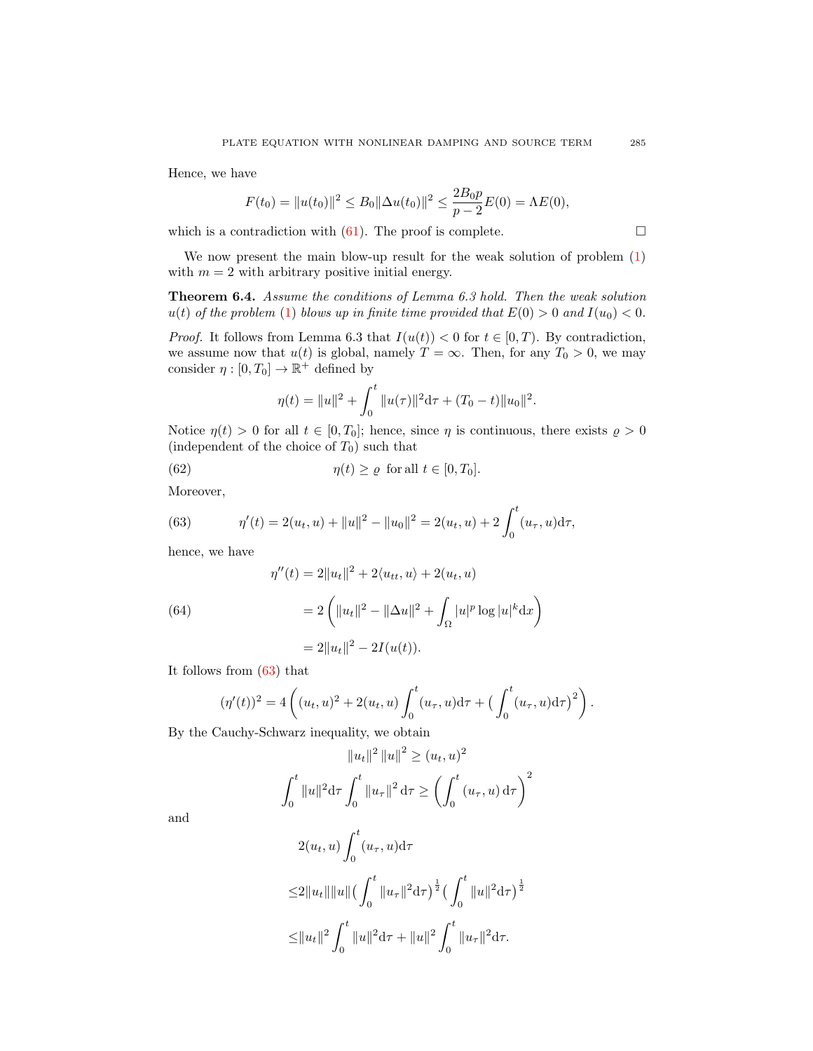Hence, we have

$$F(t_0) = \|u(t_0)\|^2 \le B_0 \|\Delta u(t_0)\|^2 \le \frac{2B_0 p}{p-2} E(0) = \Lambda E(0),$$

which is a contradiction with (61). The proof is complete. $\square$

We now present the main blow-up result for the weak solution of problem (1) with $m = 2$ with arbitrary positive initial energy.

**Theorem 6.4.** *Assume the conditions of Lemma 6.3 hold. Then the weak solution $u(t)$ of the problem (1) blows up in finite time provided that $E(0) > 0$ and $I(u_0) < 0$.*

*Proof.* It follows from Lemma 6.3 that $I(u(t)) < 0$ for $t \in [0, T)$. By contradiction, we assume now that $u(t)$ is global, namely $T = \infty$. Then, for any $T_0 > 0$, we may consider $\eta : [0, T_0] \to \mathbb{R}^+$ defined by

$$\eta(t) = \|u\|^2 + \int_0^t \|u(\tau)\|^2 \mathrm{d}\tau + (T_0 - t)\|u_0\|^2.$$

Notice $\eta(t) > 0$ for all $t \in [0, T_0]$; hence, since $\eta$ is continuous, there exists $\varrho > 0$ (independent of the choice of $T_0$) such that

$$\eta(t) \ge \varrho \ \text{ for all } t \in [0, T_0]. \tag{62}$$

Moreover,

$$\eta'(t) = 2(u_t, u) + \|u\|^2 - \|u_0\|^2 = 2(u_t, u) + 2\int_0^t (u_\tau, u)\mathrm{d}\tau, \tag{63}$$

hence, we have

$$\begin{aligned}
\eta''(t) &= 2\|u_t\|^2 + 2\langle u_{tt}, u\rangle + 2(u_t, u) \\
&= 2\left(\|u_t\|^2 - \|\Delta u\|^2 + \int_\Omega |u|^p \log |u|^k \mathrm{d}x\right) \qquad (64) \\
&= 2\|u_t\|^2 - 2I(u(t)).
\end{aligned}$$

It follows from (63) that

$$(\eta'(t))^2 = 4\left((u_t, u)^2 + 2(u_t, u)\int_0^t (u_\tau, u)\mathrm{d}\tau + \Big(\int_0^t (u_\tau, u)\mathrm{d}\tau\Big)^2\right).$$

By the Cauchy-Schwarz inequality, we obtain

$$\|u_t\|^2 \|u\|^2 \ge (u_t, u)^2$$

$$\int_0^t \|u\|^2 \mathrm{d}\tau \int_0^t \|u_\tau\|^2 \mathrm{d}\tau \ge \left(\int_0^t (u_\tau, u)\,\mathrm{d}\tau\right)^2$$

and

$$\begin{aligned}
&2(u_t, u)\int_0^t (u_\tau, u)\mathrm{d}\tau \\
\le& 2\|u_t\|\|u\|\Big(\int_0^t \|u_\tau\|^2 \mathrm{d}\tau\Big)^{\frac{1}{2}}\Big(\int_0^t \|u\|^2 \mathrm{d}\tau\Big)^{\frac{1}{2}} \\
\le& \|u_t\|^2 \int_0^t \|u\|^2 \mathrm{d}\tau + \|u\|^2 \int_0^t \|u_\tau\|^2 \mathrm{d}\tau.
\end{aligned}$$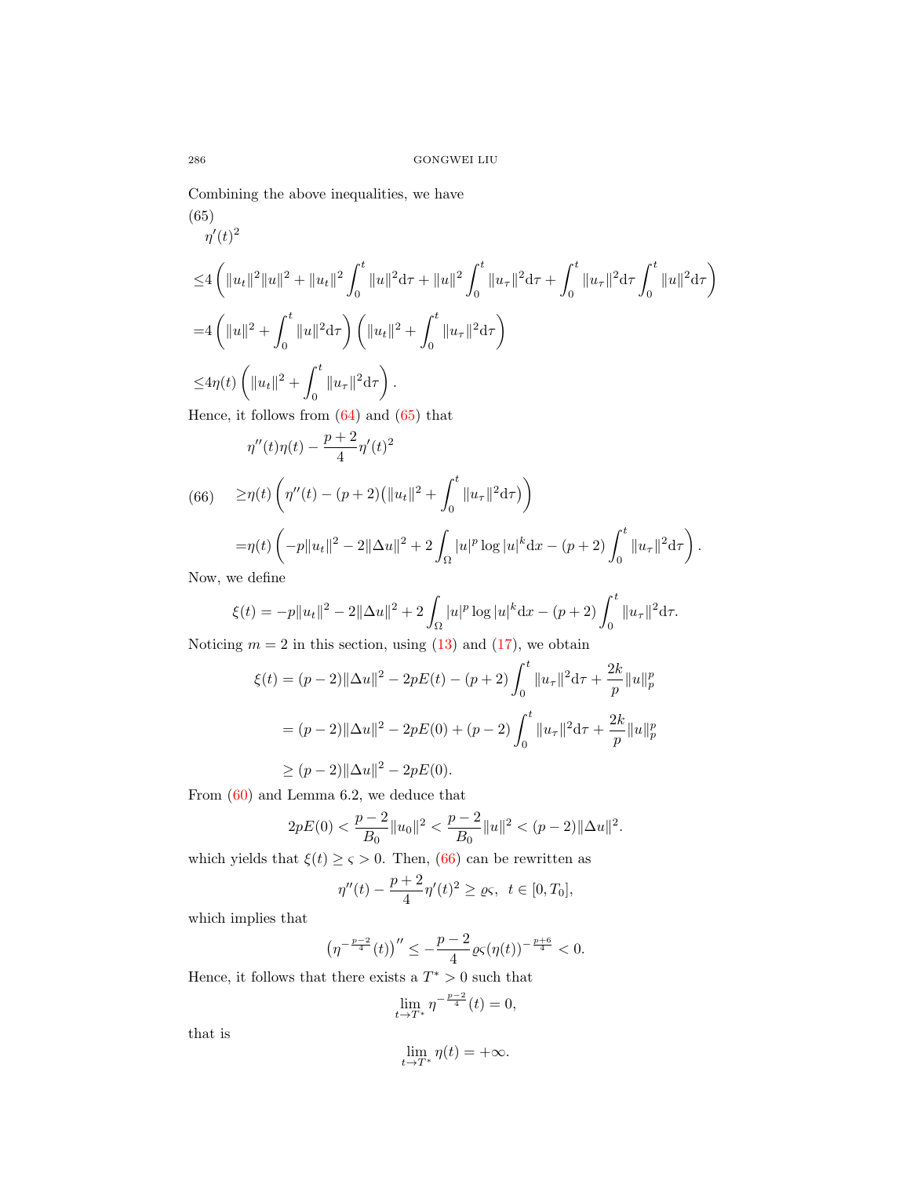Combining the above inequalities, we have

$$
\begin{aligned}
&\eta'(t)^2 \\
\le& 4\left(\|u_t\|^2\|u\|^2 + \|u_t\|^2\int_0^t \|u\|^2 \mathrm{d}\tau + \|u\|^2\int_0^t \|u_\tau\|^2 \mathrm{d}\tau + \int_0^t \|u_\tau\|^2 \mathrm{d}\tau \int_0^t \|u\|^2 \mathrm{d}\tau\right) \\
=& 4\left(\|u\|^2 + \int_0^t \|u\|^2 \mathrm{d}\tau\right)\left(\|u_t\|^2 + \int_0^t \|u_\tau\|^2 \mathrm{d}\tau\right) \\
\le& 4\eta(t)\left(\|u_t\|^2 + \int_0^t \|u_\tau\|^2 \mathrm{d}\tau\right).
\end{aligned}
\tag{65}
$$

Hence, it follows from (64) and (65) that

$$
\begin{aligned}
&\eta''(t)\eta(t) - \frac{p+2}{4}\eta'(t)^2 \\
\ge& \eta(t)\left(\eta''(t) - (p+2)\big(\|u_t\|^2 + \int_0^t \|u_\tau\|^2 \mathrm{d}\tau\big)\right) \\
=& \eta(t)\left(-p\|u_t\|^2 - 2\|\Delta u\|^2 + 2\int_\Omega |u|^p \log|u|^k \mathrm{d}x - (p+2)\int_0^t \|u_\tau\|^2 \mathrm{d}\tau\right).
\end{aligned}
\tag{66}
$$

Now, we define

$$
\xi(t) = -p\|u_t\|^2 - 2\|\Delta u\|^2 + 2\int_\Omega |u|^p \log|u|^k \mathrm{d}x - (p+2)\int_0^t \|u_\tau\|^2 \mathrm{d}\tau.
$$

Noticing $m = 2$ in this section, using (13) and (17), we obtain

$$
\begin{aligned}
\xi(t) &= (p-2)\|\Delta u\|^2 - 2pE(t) - (p+2)\int_0^t \|u_\tau\|^2 \mathrm{d}\tau + \frac{2k}{p}\|u\|_p^p \\
&= (p-2)\|\Delta u\|^2 - 2pE(0) + (p-2)\int_0^t \|u_\tau\|^2 \mathrm{d}\tau + \frac{2k}{p}\|u\|_p^p \\
&\ge (p-2)\|\Delta u\|^2 - 2pE(0).
\end{aligned}
$$

From (60) and Lemma 6.2, we deduce that

$$
2pE(0) < \frac{p-2}{B_0}\|u_0\|^2 < \frac{p-2}{B_0}\|u\|^2 < (p-2)\|\Delta u\|^2.
$$

which yields that $\xi(t) \ge \varsigma > 0$. Then, (66) can be rewritten as

$$
\eta''(t) - \frac{p+2}{4}\eta'(t)^2 \ge \varrho\varsigma, \ \ t \in [0, T_0],
$$

which implies that

$$
\left(\eta^{-\frac{p-2}{4}}(t)\right)'' \le -\frac{p-2}{4}\varrho\varsigma(\eta(t))^{-\frac{p+6}{4}} < 0.
$$

Hence, it follows that there exists a $T^* > 0$ such that

$$
\lim_{t \to T^*} \eta^{-\frac{p-2}{4}}(t) = 0,
$$

that is

$$
\lim_{t \to T^*} \eta(t) = +\infty.
$$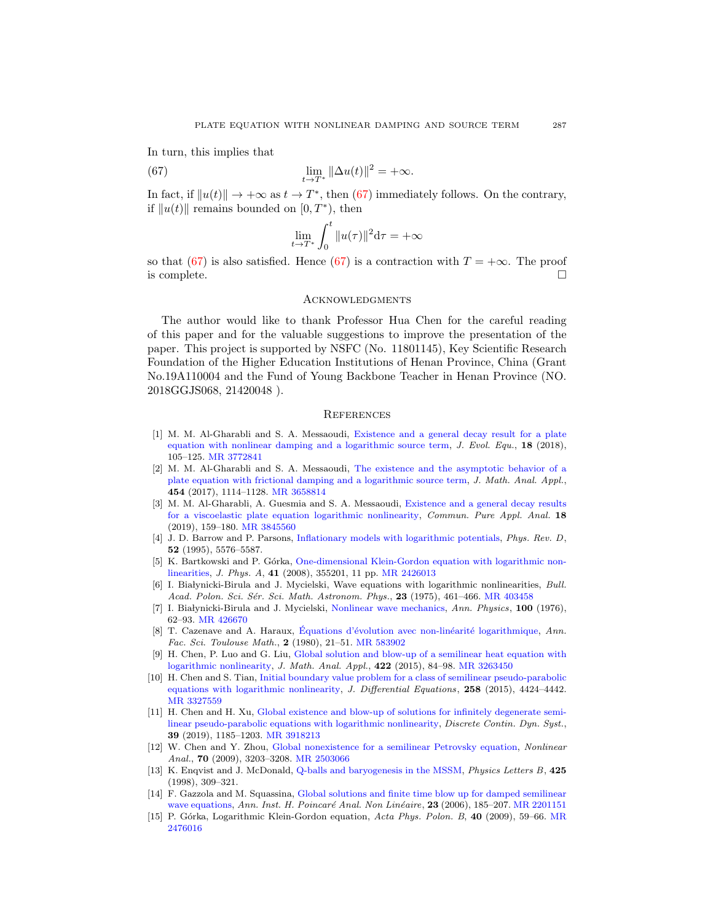In turn, this implies that

$$\lim_{t\to T^*} \|\Delta u(t)\|^2 = +\infty. \tag{67}$$

In fact, if $\|u(t)\| \to +\infty$ as $t \to T^*$, then (67) immediately follows. On the contrary, if $\|u(t)\|$ remains bounded on $[0, T^*)$, then

$$\lim_{t\to T^*} \int_0^t \|u(\tau)\|^2 \mathrm{d}\tau = +\infty$$

so that (67) is also satisfied. Hence (67) is a contraction with $T = +\infty$. The proof is complete. □

## Acknowledgments

The author would like to thank Professor Hua Chen for the careful reading of this paper and for the valuable suggestions to improve the presentation of the paper. This project is supported by NSFC (No. 11801145), Key Scientific Research Foundation of the Higher Education Institutions of Henan Province, China (Grant No.19A110004 and the Fund of Young Backbone Teacher in Henan Province (NO. 2018GGJS068, 21420048 ).

## References

[1] M. M. Al-Gharabli and S. A. Messaoudi, Existence and a general decay result for a plate equation with nonlinear damping and a logarithmic source term, *J. Evol. Equ.*, **18** (2018), 105–125. MR 3772841

[2] M. M. Al-Gharabli and S. A. Messaoudi, The existence and the asymptotic behavior of a plate equation with frictional damping and a logarithmic source term, *J. Math. Anal. Appl.*, **454** (2017), 1114–1128. MR 3658814

[3] M. M. Al-Gharabli, A. Guesmia and S. A. Messaoudi, Existence and a general decay results for a viscoelastic plate equation logarithmic nonlinearity, *Commun. Pure Appl. Anal.* **18** (2019), 159–180. MR 3845560

[4] J. D. Barrow and P. Parsons, Inflationary models with logarithmic potentials, *Phys. Rev. D*, **52** (1995), 5576–5587.

[5] K. Bartkowski and P. Górka, One-dimensional Klein-Gordon equation with logarithmic nonlinearities, *J. Phys. A*, **41** (2008), 355201, 11 pp. MR 2426013

[6] I. Białynicki-Birula and J. Mycielski, Wave equations with logarithmic nonlinearities, *Bull. Acad. Polon. Sci. Sér. Sci. Math. Astronom. Phys.*, **23** (1975), 461–466. MR 403458

[7] I. Białynicki-Birula and J. Mycielski, Nonlinear wave mechanics, *Ann. Physics*, **100** (1976), 62–93. MR 426670

[8] T. Cazenave and A. Haraux, Équations d'évolution avec non-linéarité logarithmique, *Ann. Fac. Sci. Toulouse Math.*, **2** (1980), 21–51. MR 583902

[9] H. Chen, P. Luo and G. Liu, Global solution and blow-up of a semilinear heat equation with logarithmic nonlinearity, *J. Math. Anal. Appl.*, **422** (2015), 84–98. MR 3263450

[10] H. Chen and S. Tian, Initial boundary value problem for a class of semilinear pseudo-parabolic equations with logarithmic nonlinearity, *J. Differential Equations*, **258** (2015), 4424–4442. MR 3327559

[11] H. Chen and H. Xu, Global existence and blow-up of solutions for infinitely degenerate semilinear pseudo-parabolic equations with logarithmic nonlinearity, *Discrete Contin. Dyn. Syst.*, **39** (2019), 1185–1203. MR 3918213

[12] W. Chen and Y. Zhou, Global nonexistence for a semilinear Petrovsky equation, *Nonlinear Anal.*, **70** (2009), 3203–3208. MR 2503066

[13] K. Enqvist and J. McDonald, Q-balls and baryogenesis in the MSSM, *Physics Letters B*, **425** (1998), 309–321.

[14] F. Gazzola and M. Squassina, Global solutions and finite time blow up for damped semilinear wave equations, *Ann. Inst. H. Poincaré Anal. Non Linéaire*, **23** (2006), 185–207. MR 2201151

[15] P. Górka, Logarithmic Klein-Gordon equation, *Acta Phys. Polon. B*, **40** (2009), 59–66. MR 2476016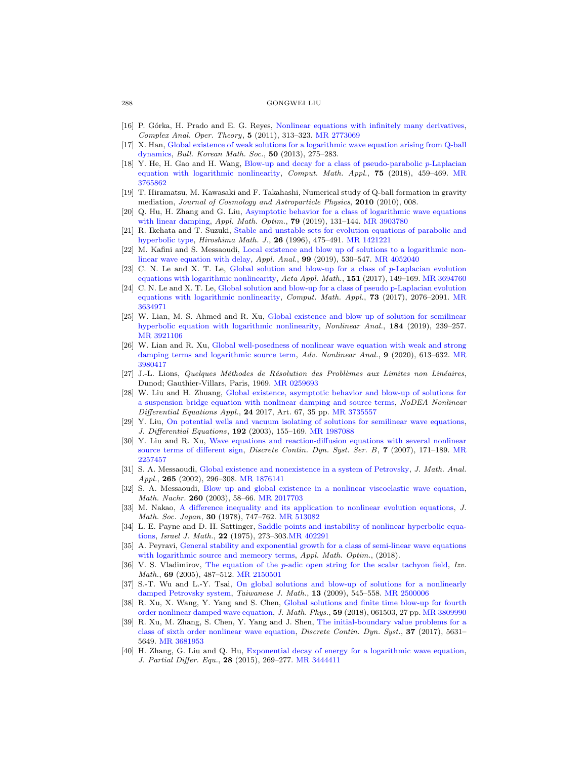[16] P. Górka, H. Prado and E. G. Reyes, Nonlinear equations with infinitely many derivatives, *Complex Anal. Oper. Theory*, **5** (2011), 313–323. MR 2773069

[17] X. Han, Global existence of weak solutions for a logarithmic wave equation arising from Q-ball dynamics, *Bull. Korean Math. Soc.*, **50** (2013), 275–283.

[18] Y. He, H. Gao and H. Wang, Blow-up and decay for a class of pseudo-parabolic $p$-Laplacian equation with logarithmic nonlinearity, *Comput. Math. Appl.*, **75** (2018), 459–469. MR 3765862

[19] T. Hiramatsu, M. Kawasaki and F. Takahashi, Numerical study of Q-ball formation in gravity mediation, *Journal of Cosmology and Astroparticle Physics*, **2010** (2010), 008.

[20] Q. Hu, H. Zhang and G. Liu, Asymptotic behavior for a class of logarithmic wave equations with linear damping, *Appl. Math. Optim.*, **79** (2019), 131–144. MR 3903780

[21] R. Ikehata and T. Suzuki, Stable and unstable sets for evolution equations of parabolic and hyperbolic type, *Hiroshima Math. J.*, **26** (1996), 475–491. MR 1421221

[22] M. Kafini and S. Messaoudi, Local existence and blow up of solutions to a logarithmic nonlinear wave equation with delay, *Appl. Anal.*, **99** (2019), 530–547. MR 4052040

[23] C. N. Le and X. T. Le, Global solution and blow-up for a class of $p$-Laplacian evolution equations with logarithmic nonlinearity, *Acta Appl. Math.*, **151** (2017), 149–169. MR 3694760

[24] C. N. Le and X. T. Le, Global solution and blow-up for a class of pseudo p-Laplacian evolution equations with logarithmic nonlinearity, *Comput. Math. Appl.*, **73** (2017), 2076–2091. MR 3634971

[25] W. Lian, M. S. Ahmed and R. Xu, Global existence and blow up of solution for semilinear hyperbolic equation with logarithmic nonlinearity, *Nonlinear Anal.*, **184** (2019), 239–257. MR 3921106

[26] W. Lian and R. Xu, Global well-posedness of nonlinear wave equation with weak and strong damping terms and logarithmic source term, *Adv. Nonlinear Anal.*, **9** (2020), 613–632. MR 3980417

[27] J.-L. Lions, *Quelques Méthodes de Résolution des Problèmes aux Limites non Linéaires*, Dunod; Gauthier-Villars, Paris, 1969. MR 0259693

[28] W. Liu and H. Zhuang, Global existence, asymptotic behavior and blow-up of solutions for a suspension bridge equation with nonlinear damping and source terms, *NoDEA Nonlinear Differential Equations Appl.*, **24** 2017, Art. 67, 35 pp. MR 3735557

[29] Y. Liu, On potential wells and vacuum isolating of solutions for semilinear wave equations, *J. Differential Equations*, **192** (2003), 155–169. MR 1987088

[30] Y. Liu and R. Xu, Wave equations and reaction-diffusion equations with several nonlinear source terms of different sign, *Discrete Contin. Dyn. Syst. Ser. B*, **7** (2007), 171–189. MR 2257457

[31] S. A. Messaoudi, Global existence and nonexistence in a system of Petrovsky, *J. Math. Anal. Appl.*, **265** (2002), 296–308. MR 1876141

[32] S. A. Messaoudi, Blow up and global existence in a nonlinear viscoelastic wave equation, *Math. Nachr.* **260** (2003), 58–66. MR 2017703

[33] M. Nakao, A difference inequality and its application to nonlinear evolution equations, *J. Math. Soc. Japan*, **30** (1978), 747–762. MR 513082

[34] L. E. Payne and D. H. Sattinger, Saddle points and instability of nonlinear hyperbolic equations, *Israel J. Math.*, **22** (1975), 273–303.MR 402291

[35] A. Peyravi, General stability and exponential growth for a class of semi-linear wave equations with logarithmic source and memeory terms, *Appl. Math. Optim.*, (2018).

[36] V. S. Vladimirov, The equation of the $p$-adic open string for the scalar tachyon field, *Izv. Math.*, **69** (2005), 487–512. MR 2150501

[37] S.-T. Wu and L.-Y. Tsai, On global solutions and blow-up of solutions for a nonlinearly damped Petrovsky system, *Taiwanese J. Math.*, **13** (2009), 545–558. MR 2500006

[38] R. Xu, X. Wang, Y. Yang and S. Chen, Global solutions and finite time blow-up for fourth order nonlinear damped wave equation, *J. Math. Phys.*, **59** (2018), 061503, 27 pp. MR 3809990

[39] R. Xu, M. Zhang, S. Chen, Y. Yang and J. Shen, The initial-boundary value problems for a class of sixth order nonlinear wave equation, *Discrete Contin. Dyn. Syst.*, **37** (2017), 5631–5649. MR 3681953

[40] H. Zhang, G. Liu and Q. Hu, Exponential decay of energy for a logarithmic wave equation, *J. Partial Differ. Equ.*, **28** (2015), 269–277. MR 3444411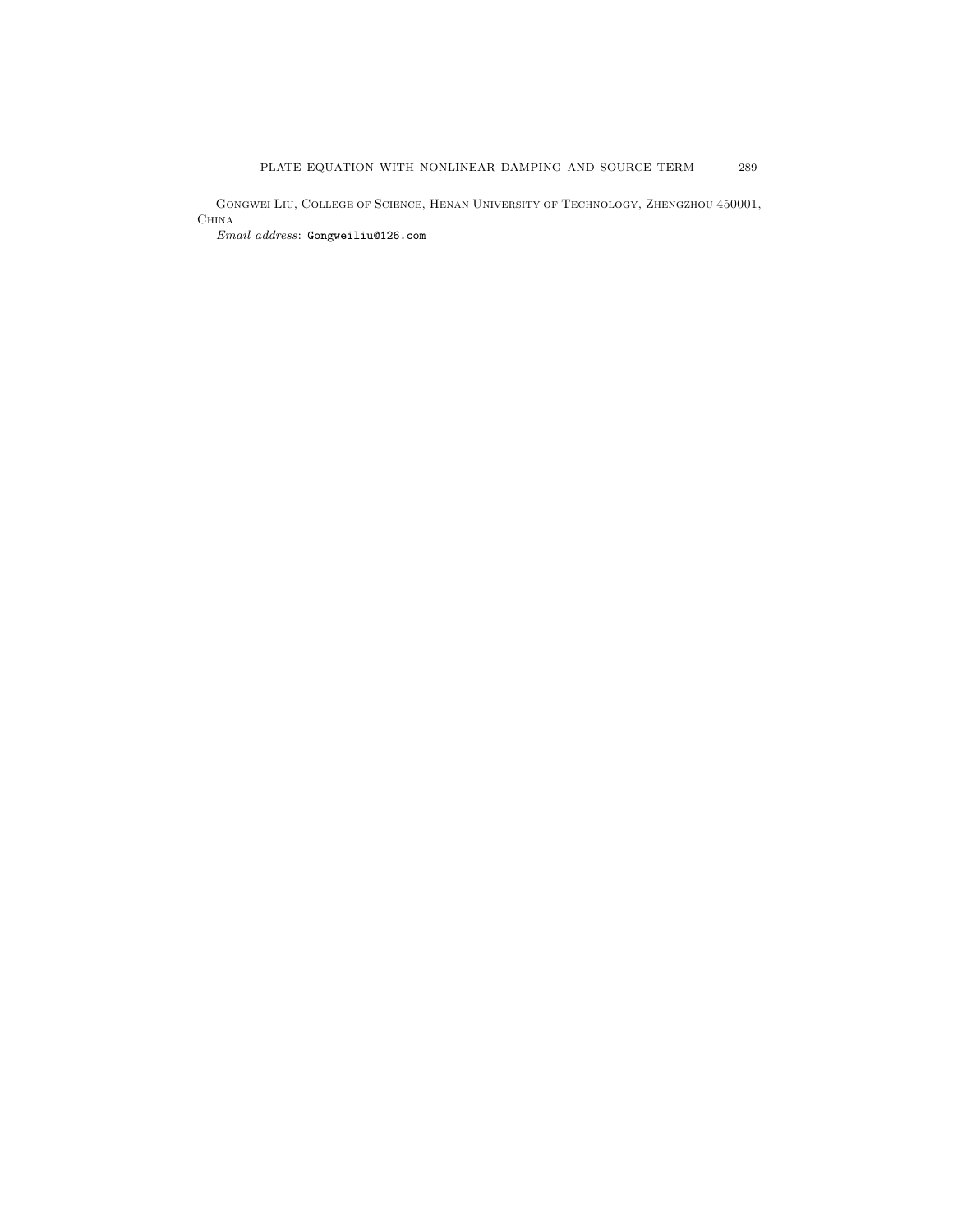Gongwei Liu, College of Science, Henan University of Technology, Zhengzhou 450001, China

*Email address*: Gongweiliu@126.com